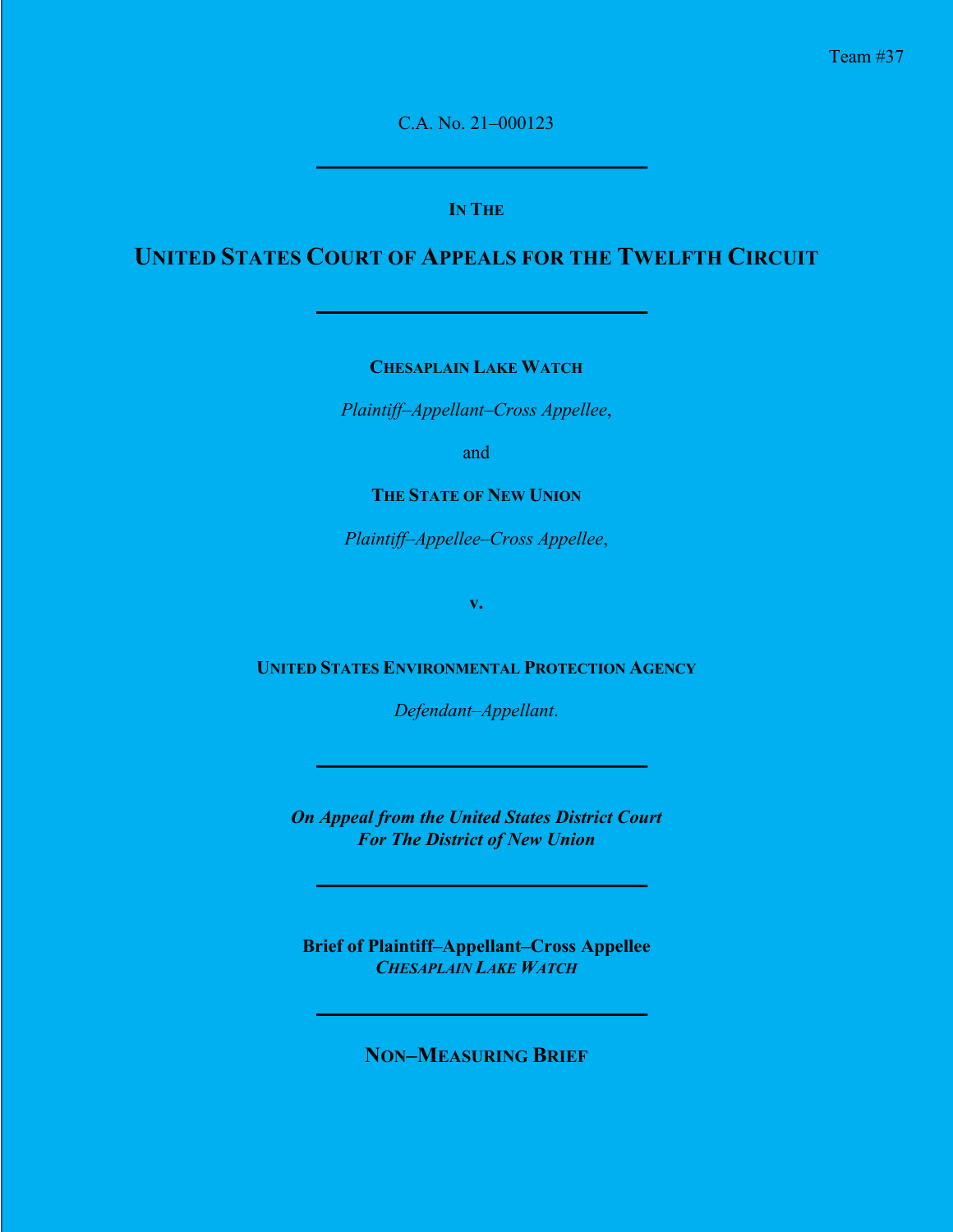Team #37

C.A. No. 21–000123

---

IN THE

# UNITED STATES COURT OF APPEALS FOR THE TWELFTH CIRCUIT

---

**CHESAPLAIN LAKE WATCH**

*Plaintiff–Appellant–Cross Appellee*,

and

**THE STATE OF NEW UNION**

*Plaintiff–Appellee–Cross Appellee*,

**v.**

**UNITED STATES ENVIRONMENTAL PROTECTION AGENCY**

*Defendant–Appellant*.

---

***On Appeal from the United States District Court For The District of New Union***

---

**Brief of Plaintiff–Appellant–Cross Appellee**
***CHESAPLAIN LAKE WATCH***

---

**NON–MEASURING BRIEF**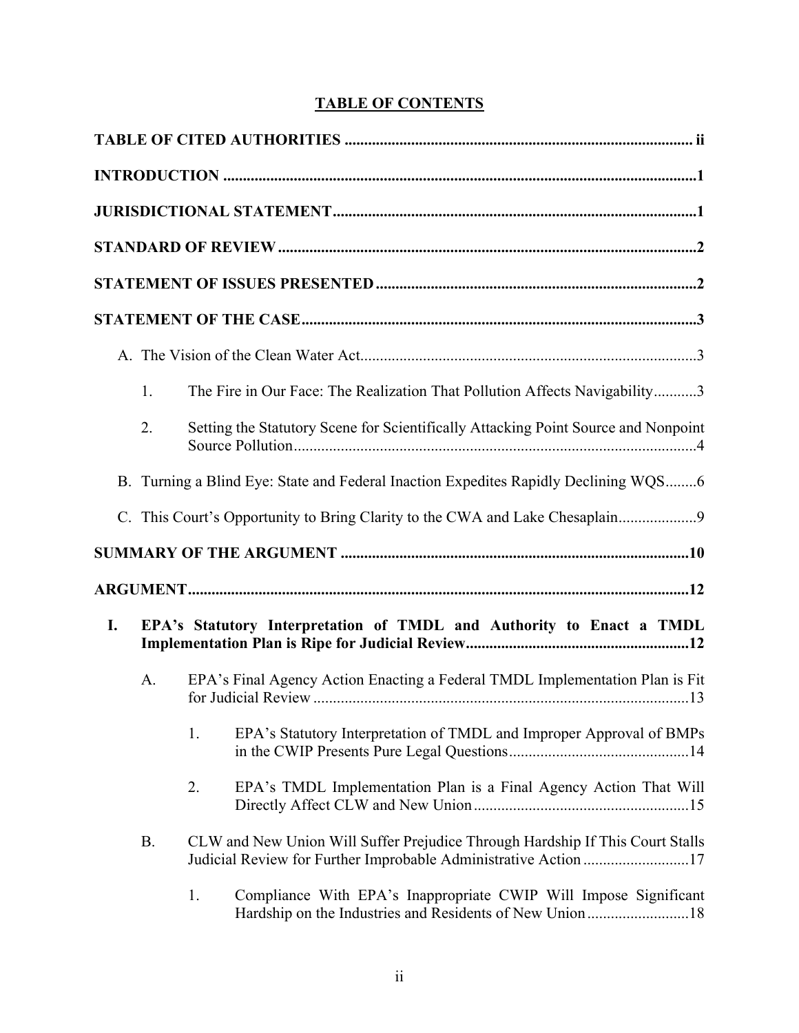# TABLE OF CONTENTS

**TABLE OF CITED AUTHORITIES** ........................................................................................ ii

**INTRODUCTION** ........................................................................................................1

**JURISDICTIONAL STATEMENT**............................................................................1

**STANDARD OF REVIEW** ..........................................................................................2

**STATEMENT OF ISSUES PRESENTED** ..................................................................2

**STATEMENT OF THE CASE**....................................................................................3

A. The Vision of the Clean Water Act.......................................................................3

1. The Fire in Our Face: The Realization That Pollution Affects Navigability...........3

2. Setting the Statutory Scene for Scientifically Attacking Point Source and Nonpoint Source Pollution.......................................................................................4

B. Turning a Blind Eye: State and Federal Inaction Expedites Rapidly Declining WQS........6

C. This Court's Opportunity to Bring Clarity to the CWA and Lake Chesaplain...................9

**SUMMARY OF THE ARGUMENT** ..........................................................................10

**ARGUMENT**..............................................................................................................12

**I. EPA's Statutory Interpretation of TMDL and Authority to Enact a TMDL Implementation Plan is Ripe for Judicial Review**.........................................................12

A. EPA's Final Agency Action Enacting a Federal TMDL Implementation Plan is Fit for Judicial Review ...............................................................................................13

1. EPA's Statutory Interpretation of TMDL and Improper Approval of BMPs in the CWIP Presents Pure Legal Questions..............................................14

2. EPA's TMDL Implementation Plan is a Final Agency Action That Will Directly Affect CLW and New Union.......................................................15

B. CLW and New Union Will Suffer Prejudice Through Hardship If This Court Stalls Judicial Review for Further Improbable Administrative Action ...........................17

1. Compliance With EPA's Inappropriate CWIP Will Impose Significant Hardship on the Industries and Residents of New Union..........................18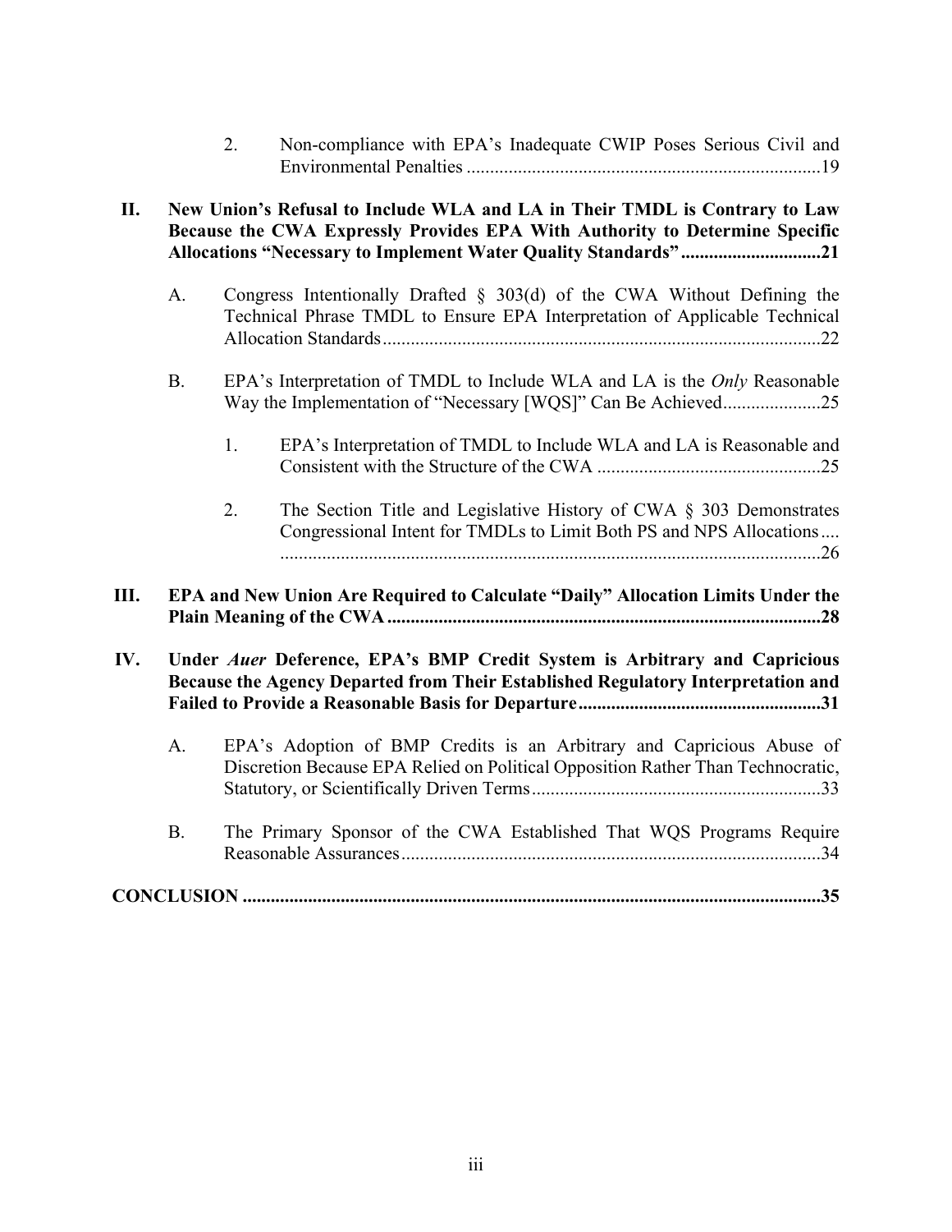2. Non-compliance with EPA's Inadequate CWIP Poses Serious Civil and Environmental Penalties ............................................................................19

**II. New Union's Refusal to Include WLA and LA in Their TMDL is Contrary to Law Because the CWA Expressly Provides EPA With Authority to Determine Specific Allocations "Necessary to Implement Water Quality Standards" .............................21**

A. Congress Intentionally Drafted § 303(d) of the CWA Without Defining the Technical Phrase TMDL to Ensure EPA Interpretation of Applicable Technical Allocation Standards..............................................................................................22

B. EPA's Interpretation of TMDL to Include WLA and LA is the *Only* Reasonable Way the Implementation of "Necessary [WQS]" Can Be Achieved.....................25

1. EPA's Interpretation of TMDL to Include WLA and LA is Reasonable and Consistent with the Structure of the CWA ................................................25

2. The Section Title and Legislative History of CWA § 303 Demonstrates Congressional Intent for TMDLs to Limit Both PS and NPS Allocations.... ....................................................................................................................26

**III. EPA and New Union Are Required to Calculate "Daily" Allocation Limits Under the Plain Meaning of the CWA .............................................................................................28**

**IV. Under *Auer* Deference, EPA's BMP Credit System is Arbitrary and Capricious Because the Agency Departed from Their Established Regulatory Interpretation and Failed to Provide a Reasonable Basis for Departure....................................................31**

A. EPA's Adoption of BMP Credits is an Arbitrary and Capricious Abuse of Discretion Because EPA Relied on Political Opposition Rather Than Technocratic, Statutory, or Scientifically Driven Terms..............................................................33

B. The Primary Sponsor of the CWA Established That WQS Programs Require Reasonable Assurances..........................................................................................34

**CONCLUSION ..........................................................................................................................35**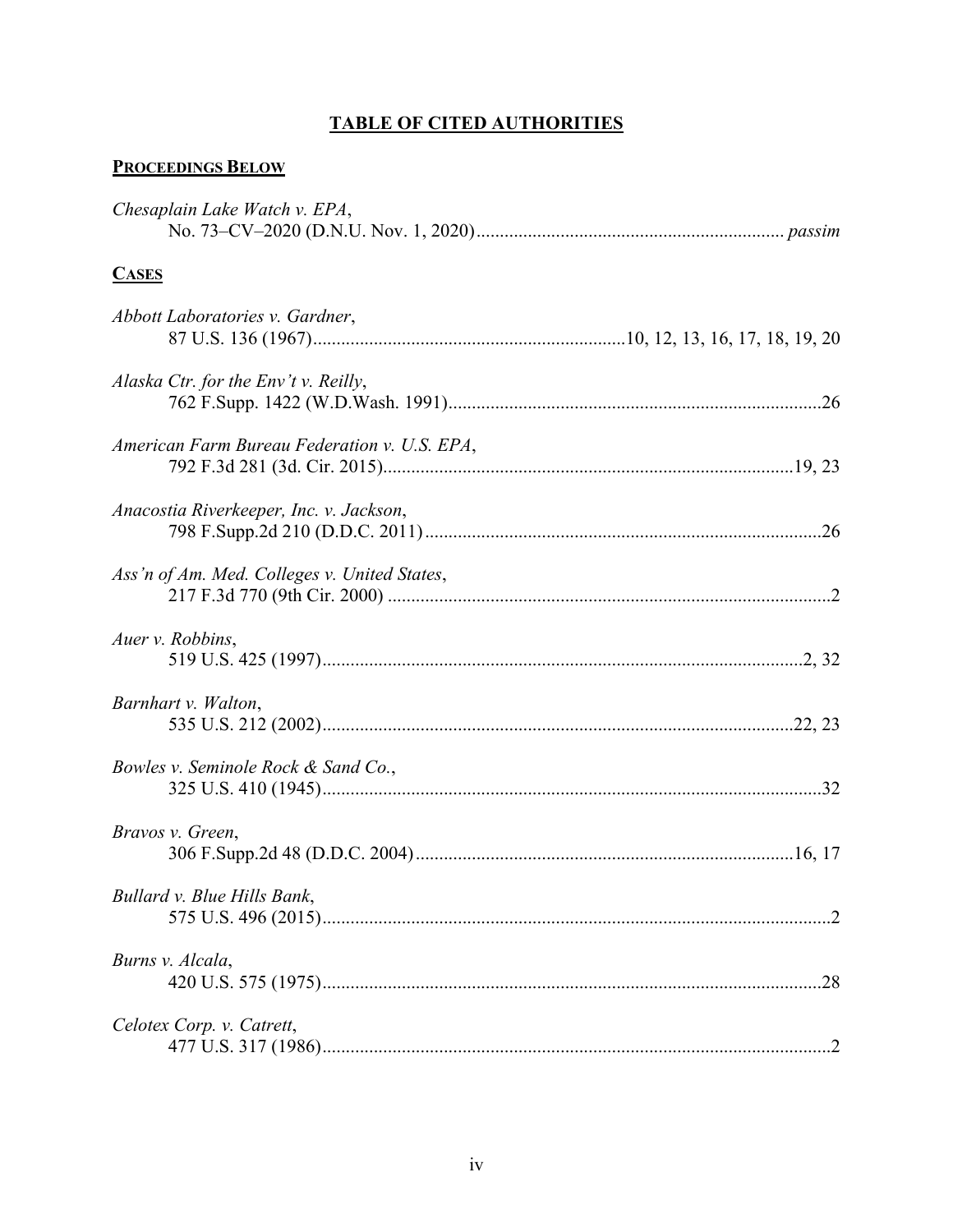# **TABLE OF CITED AUTHORITIES**

## **PROCEEDINGS BELOW**

*Chesaplain Lake Watch v. EPA*,
No. 73–CV–2020 (D.N.U. Nov. 1, 2020) .................................................................. *passim*

## **CASES**

*Abbott Laboratories v. Gardner*,
87 U.S. 136 (1967) ..................................................................10, 12, 13, 16, 17, 18, 19, 20

*Alaska Ctr. for the Env't v. Reilly*,
762 F.Supp. 1422 (W.D.Wash. 1991) ...............................................................................26

*American Farm Bureau Federation v. U.S. EPA*,
792 F.3d 281 (3d. Cir. 2015) ........................................................................................19, 23

*Anacostia Riverkeeper, Inc. v. Jackson*,
798 F.Supp.2d 210 (D.D.C. 2011) ....................................................................................26

*Ass'n of Am. Med. Colleges v. United States*,
217 F.3d 770 (9th Cir. 2000) ..............................................................................................2

*Auer v. Robbins*,
519 U.S. 425 (1997) ......................................................................................................2, 32

*Barnhart v. Walton*,
535 U.S. 212 (2002) ....................................................................................................22, 23

*Bowles v. Seminole Rock & Sand Co.*,
325 U.S. 410 (1945) ..........................................................................................................32

*Bravos v. Green*,
306 F.Supp.2d 48 (D.D.C. 2004) ................................................................................16, 17

*Bullard v. Blue Hills Bank*,
575 U.S. 496 (2015) ............................................................................................................2

*Burns v. Alcala*,
420 U.S. 575 (1975) ..........................................................................................................28

*Celotex Corp. v. Catrett*,
477 U.S. 317 (1986) ............................................................................................................2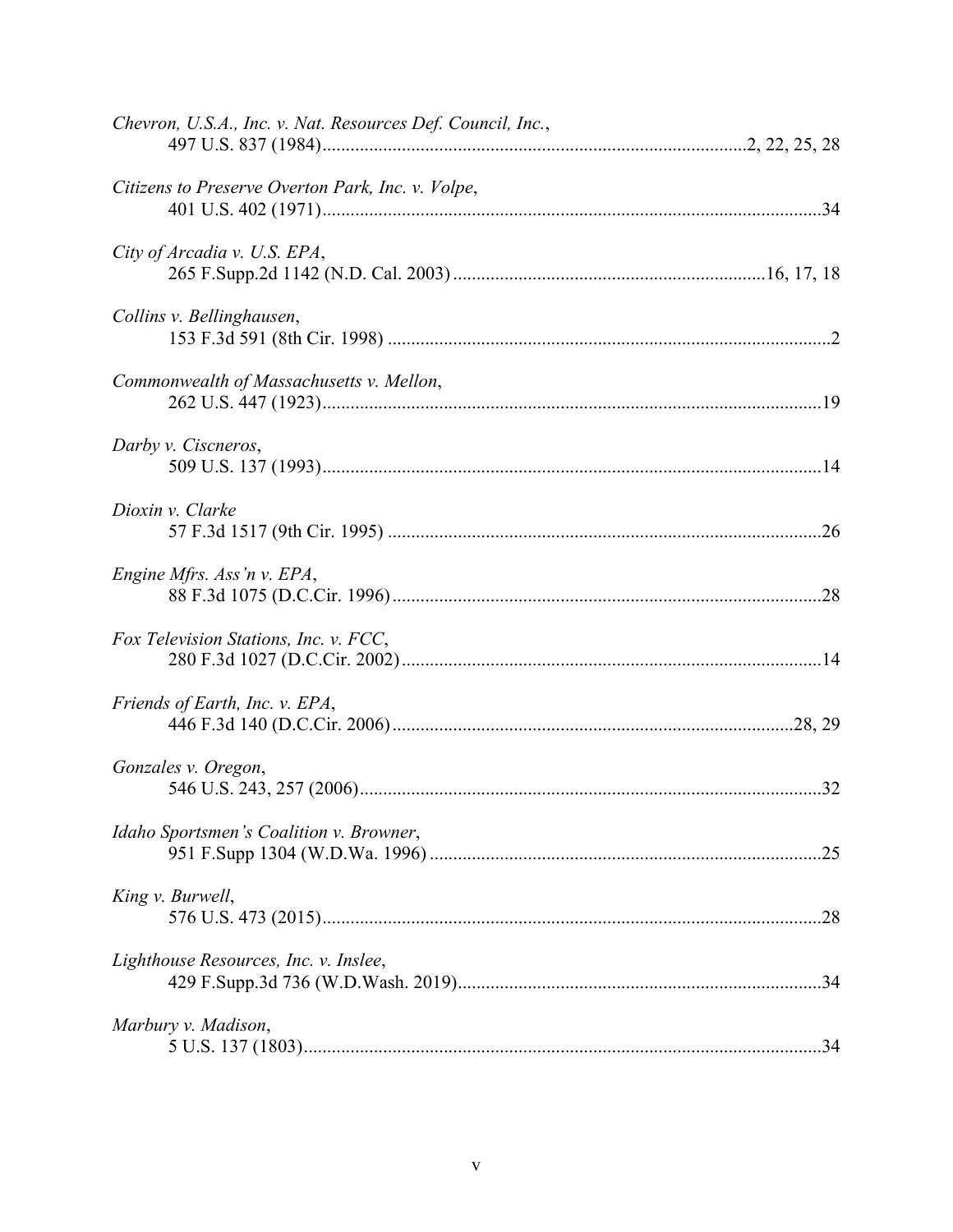*Chevron, U.S.A., Inc. v. Nat. Resources Def. Council, Inc.*,
497 U.S. 837 (1984) ........................................................................................ 2, 22, 25, 28

*Citizens to Preserve Overton Park, Inc. v. Volpe*,
401 U.S. 402 (1971) ........................................................................................ 34

*City of Arcadia v. U.S. EPA*,
265 F.Supp.2d 1142 (N.D. Cal. 2003) ........................................................... 16, 17, 18

*Collins v. Bellinghausen*,
153 F.3d 591 (8th Cir. 1998) ........................................................................... 2

*Commonwealth of Massachusetts v. Mellon*,
262 U.S. 447 (1923) ........................................................................................ 19

*Darby v. Ciscneros*,
509 U.S. 137 (1993) ........................................................................................ 14

*Dioxin v. Clarke*
57 F.3d 1517 (9th Cir. 1995) ........................................................................... 26

*Engine Mfrs. Ass'n v. EPA*,
88 F.3d 1075 (D.C.Cir. 1996) ......................................................................... 28

*Fox Television Stations, Inc. v. FCC*,
280 F.3d 1027 (D.C.Cir. 2002) ....................................................................... 14

*Friends of Earth, Inc. v. EPA*,
446 F.3d 140 (D.C.Cir. 2006) ......................................................................... 28, 29

*Gonzales v. Oregon*,
546 U.S. 243, 257 (2006) ................................................................................ 32

*Idaho Sportsmen's Coalition v. Browner*,
951 F.Supp 1304 (W.D.Wa. 1996) .................................................................. 25

*King v. Burwell*,
576 U.S. 473 (2015) ........................................................................................ 28

*Lighthouse Resources, Inc. v. Inslee*,
429 F.Supp.3d 736 (W.D.Wash. 2019) ........................................................... 34

*Marbury v. Madison*,
5 U.S. 137 (1803) ............................................................................................ 34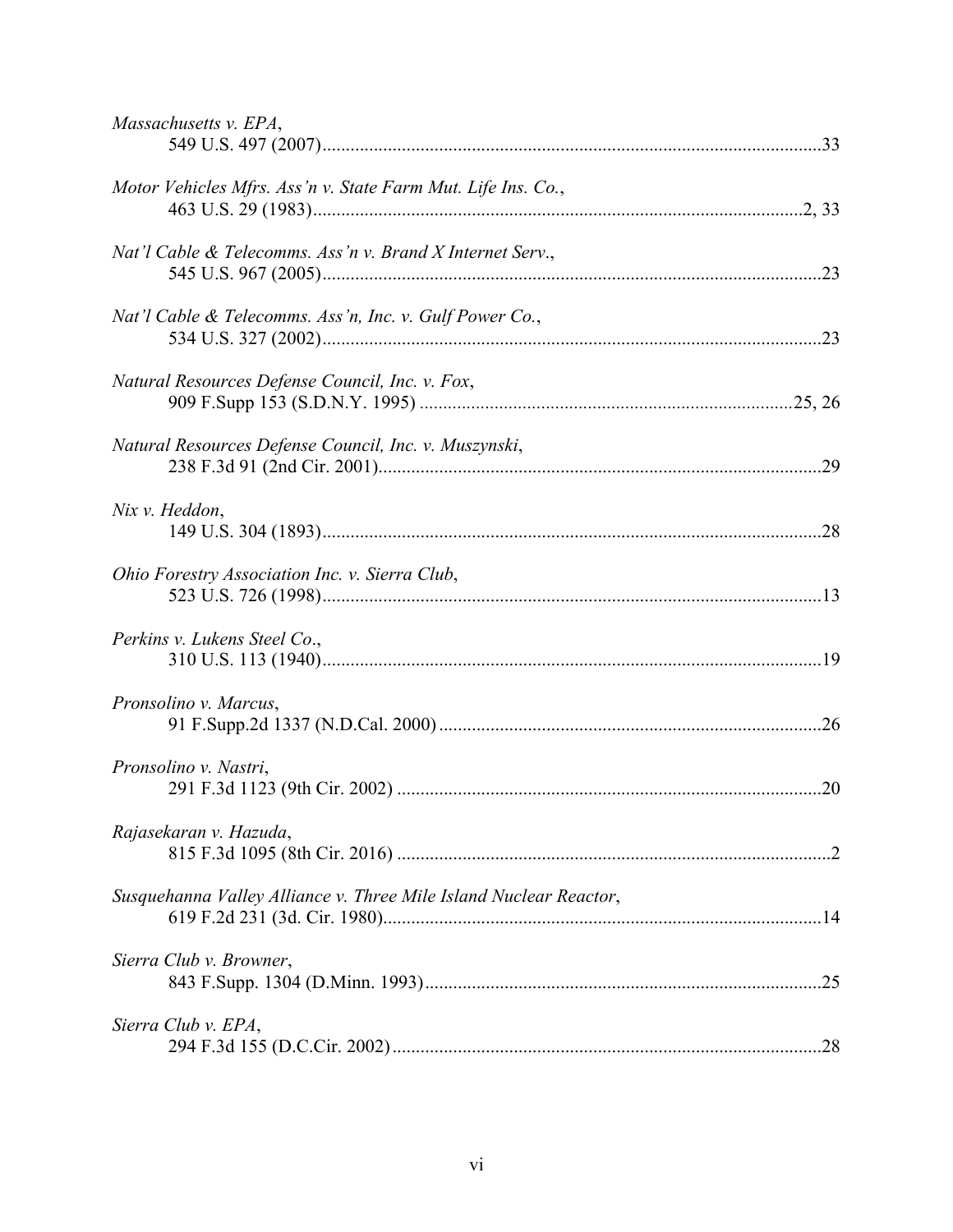*Massachusetts v. EPA*,
549 U.S. 497 (2007)..........................................................................................................33

*Motor Vehicles Mfrs. Ass'n v. State Farm Mut. Life Ins. Co.*,
463 U.S. 29 (1983)........................................................................................................2, 33

*Nat'l Cable & Telecomms. Ass'n v. Brand X Internet Serv*.,
545 U.S. 967 (2005)..........................................................................................................23

*Nat'l Cable & Telecomms. Ass'n, Inc. v. Gulf Power Co.*,
534 U.S. 327 (2002)..........................................................................................................23

*Natural Resources Defense Council, Inc. v. Fox*,
909 F.Supp 153 (S.D.N.Y. 1995) ...............................................................................25, 26

*Natural Resources Defense Council, Inc. v. Muszynski*,
238 F.3d 91 (2nd Cir. 2001)..............................................................................................29

*Nix v. Heddon*,
149 U.S. 304 (1893)..........................................................................................................28

*Ohio Forestry Association Inc. v. Sierra Club*,
523 U.S. 726 (1998)..........................................................................................................13

*Perkins v. Lukens Steel Co*.,
310 U.S. 113 (1940)..........................................................................................................19

*Pronsolino v. Marcus*,
91 F.Supp.2d 1337 (N.D.Cal. 2000) .................................................................................26

*Pronsolino v. Nastri*,
291 F.3d 1123 (9th Cir. 2002) ..........................................................................................20

*Rajasekaran v. Hazuda*,
815 F.3d 1095 (8th Cir. 2016) ............................................................................................2

*Susquehanna Valley Alliance v. Three Mile Island Nuclear Reactor*,
619 F.2d 231 (3d. Cir. 1980).............................................................................................14

*Sierra Club v. Browner*,
843 F.Supp. 1304 (D.Minn. 1993)....................................................................................25

*Sierra Club v. EPA*,
294 F.3d 155 (D.C.Cir. 2002)...........................................................................................28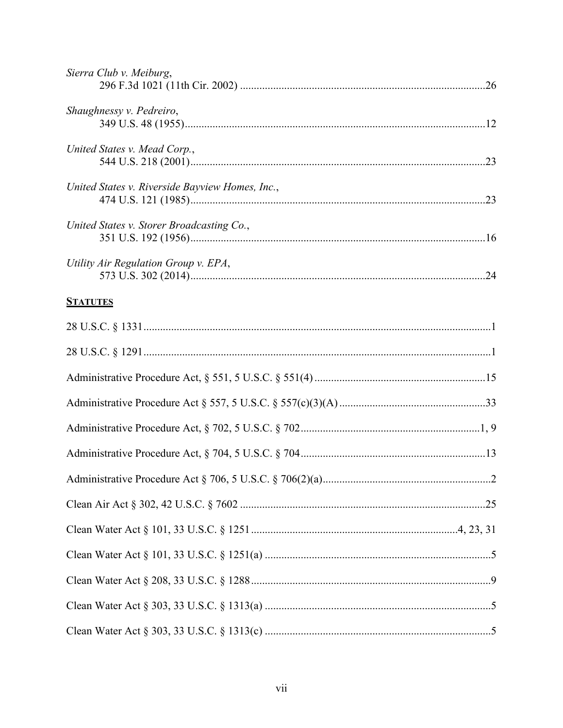*Sierra Club v. Meiburg*,
296 F.3d 1021 (11th Cir. 2002) .......................................................................................26

*Shaughnessy v. Pedreiro*,
349 U.S. 48 (1955)...........................................................................................................12

*United States v. Mead Corp.*,
544 U.S. 218 (2001).........................................................................................................23

*United States v. Riverside Bayview Homes, Inc.*,
474 U.S. 121 (1985).........................................................................................................23

*United States v. Storer Broadcasting Co.*,
351 U.S. 192 (1956).........................................................................................................16

*Utility Air Regulation Group v. EPA*,
573 U.S. 302 (2014).........................................................................................................24

**STATUTES**

28 U.S.C. § 1331...........................................................................................................................1

28 U.S.C. § 1291...........................................................................................................................1

Administrative Procedure Act, § 551, 5 U.S.C. § 551(4) .............................................................15

Administrative Procedure Act § 557, 5 U.S.C. § 557(c)(3)(A) ....................................................33

Administrative Procedure Act, § 702, 5 U.S.C. § 702................................................................1, 9

Administrative Procedure Act, § 704, 5 U.S.C. § 704..................................................................13

Administrative Procedure Act § 706, 5 U.S.C. § 706(2)(a)............................................................2

Clean Air Act § 302, 42 U.S.C. § 7602 ........................................................................................25

Clean Water Act § 101, 33 U.S.C. § 1251.........................................................................4, 23, 31

Clean Water Act § 101, 33 U.S.C. § 1251(a) .................................................................................5

Clean Water Act § 208, 33 U.S.C. § 1288......................................................................................9

Clean Water Act § 303, 33 U.S.C. § 1313(a) .................................................................................5

Clean Water Act § 303, 33 U.S.C. § 1313(c) .................................................................................5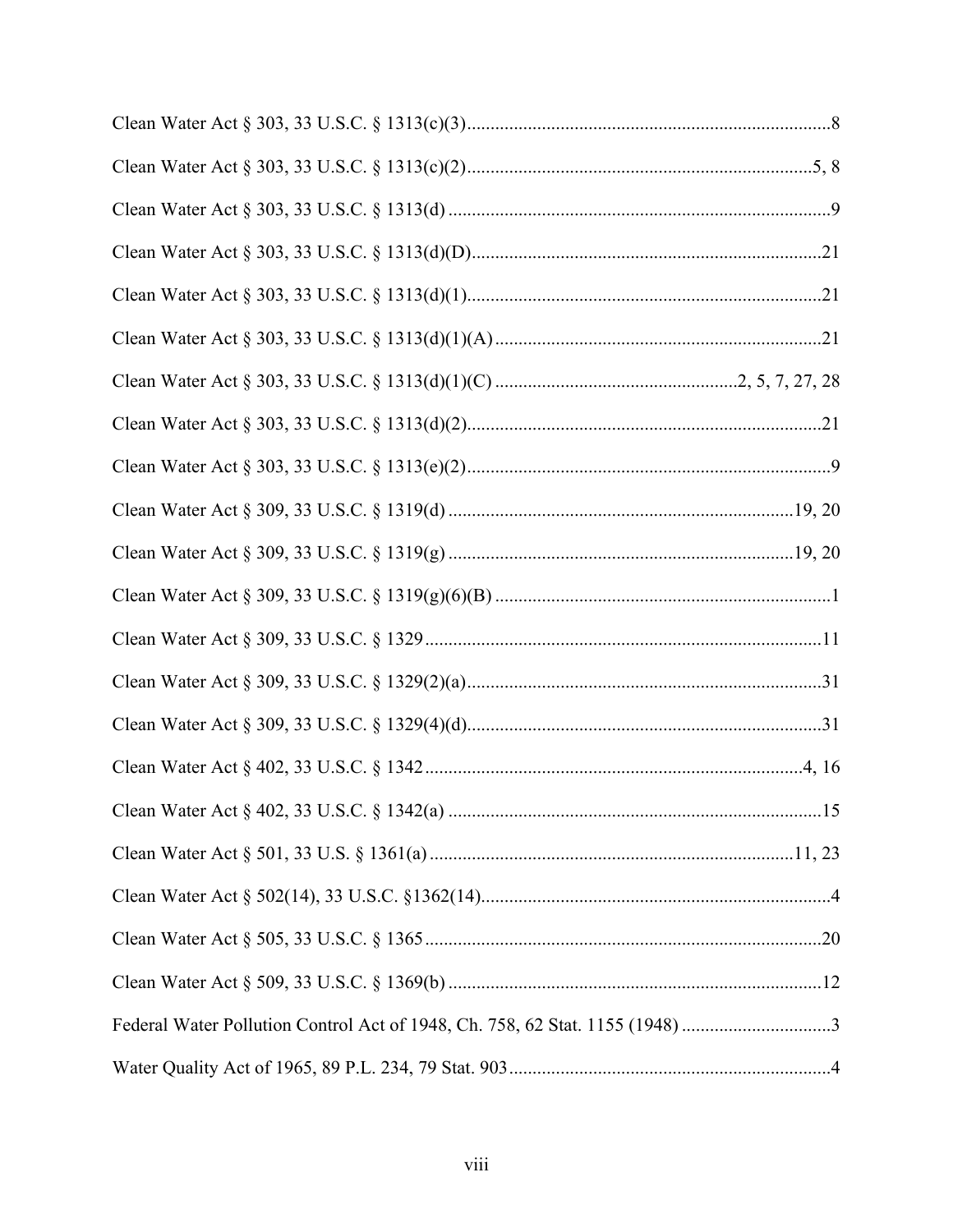Clean Water Act § 303, 33 U.S.C. § 1313(c)(3) ........................................................................... 8

Clean Water Act § 303, 33 U.S.C. § 1313(c)(2) ........................................................................ 5, 8

Clean Water Act § 303, 33 U.S.C. § 1313(d) ............................................................................... 9

Clean Water Act § 303, 33 U.S.C. § 1313(d)(D) ......................................................................... 21

Clean Water Act § 303, 33 U.S.C. § 1313(d)(1) .......................................................................... 21

Clean Water Act § 303, 33 U.S.C. § 1313(d)(1)(A) .................................................................... 21

Clean Water Act § 303, 33 U.S.C. § 1313(d)(1)(C) ................................................... 2, 5, 7, 27, 28

Clean Water Act § 303, 33 U.S.C. § 1313(d)(2) .......................................................................... 21

Clean Water Act § 303, 33 U.S.C. § 1313(e)(2) ............................................................................ 9

Clean Water Act § 309, 33 U.S.C. § 1319(d) ........................................................................ 19, 20

Clean Water Act § 309, 33 U.S.C. § 1319(g) ........................................................................ 19, 20

Clean Water Act § 309, 33 U.S.C. § 1319(g)(6)(B) ..................................................................... 1

Clean Water Act § 309, 33 U.S.C. § 1329 .................................................................................. 11

Clean Water Act § 309, 33 U.S.C. § 1329(2)(a) .......................................................................... 31

Clean Water Act § 309, 33 U.S.C. § 1329(4)(d) .......................................................................... 31

Clean Water Act § 402, 33 U.S.C. § 1342 ............................................................................... 4, 16

Clean Water Act § 402, 33 U.S.C. § 1342(a) .............................................................................. 15

Clean Water Act § 501, 33 U.S. § 1361(a) ............................................................................ 11, 23

Clean Water Act § 502(14), 33 U.S.C. §1362(14) ......................................................................... 4

Clean Water Act § 505, 33 U.S.C. § 1365 ................................................................................... 20

Clean Water Act § 509, 33 U.S.C. § 1369(b) .............................................................................. 12

Federal Water Pollution Control Act of 1948, Ch. 758, 62 Stat. 1155 (1948) ............................... 3

Water Quality Act of 1965, 89 P.L. 234, 79 Stat. 903 ................................................................... 4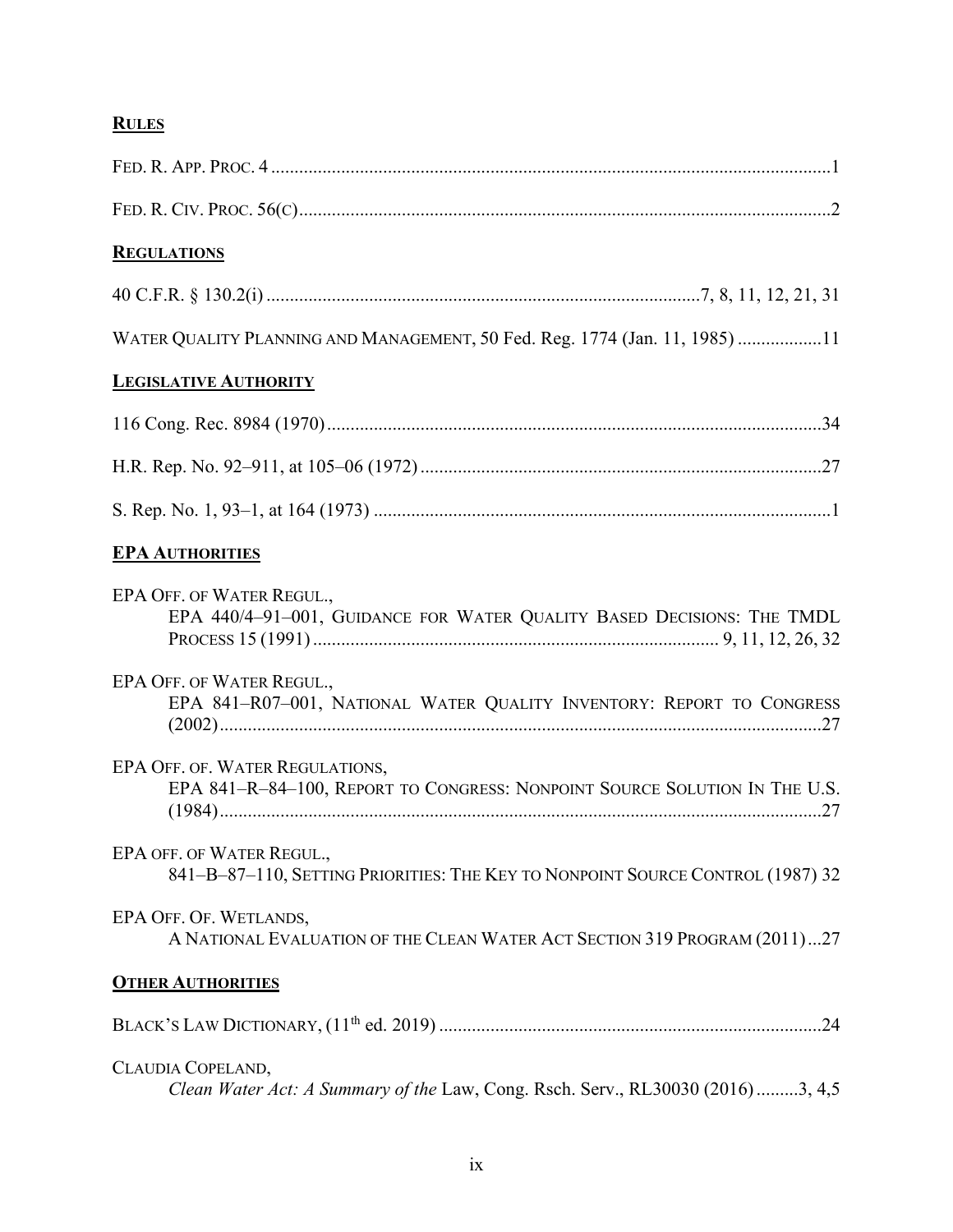**RULES**

FED. R. APP. PROC. 4 ........................................................................................................................1

FED. R. CIV. PROC. 56(C).................................................................................................................2

**REGULATIONS**

40 C.F.R. § 130.2(i) ..........................................................................................7, 8, 11, 12, 21, 31

WATER QUALITY PLANNING AND MANAGEMENT, 50 Fed. Reg. 1774 (Jan. 11, 1985) .................11

**LEGISLATIVE AUTHORITY**

116 Cong. Rec. 8984 (1970).........................................................................................................34

H.R. Rep. No. 92–911, at 105–06 (1972).....................................................................................27

S. Rep. No. 1, 93–1, at 164 (1973) .................................................................................................1

**EPA AUTHORITIES**

EPA OFF. OF WATER REGUL.,
    EPA 440/4–91–001, GUIDANCE FOR WATER QUALITY BASED DECISIONS: THE TMDL PROCESS 15 (1991)...................................................................................... 9, 11, 12, 26, 32

EPA OFF. OF WATER REGUL.,
    EPA 841–R07–001, NATIONAL WATER QUALITY INVENTORY: REPORT TO CONGRESS (2002)................................................................................................................................27

EPA OFF. OF. WATER REGULATIONS,
    EPA 841–R–84–100, REPORT TO CONGRESS: NONPOINT SOURCE SOLUTION IN THE U.S. (1984)................................................................................................................................27

EPA OFF. OF WATER REGUL.,
    841–B–87–110, SETTING PRIORITIES: THE KEY TO NONPOINT SOURCE CONTROL (1987) 32

EPA OFF. OF. WETLANDS,
    A NATIONAL EVALUATION OF THE CLEAN WATER ACT SECTION 319 PROGRAM (2011)...27

**OTHER AUTHORITIES**

BLACK'S LAW DICTIONARY, (11th ed. 2019) .................................................................................24

CLAUDIA COPELAND,
    *Clean Water Act: A Summary of the* Law, Cong. Rsch. Serv., RL30030 (2016).........3, 4,5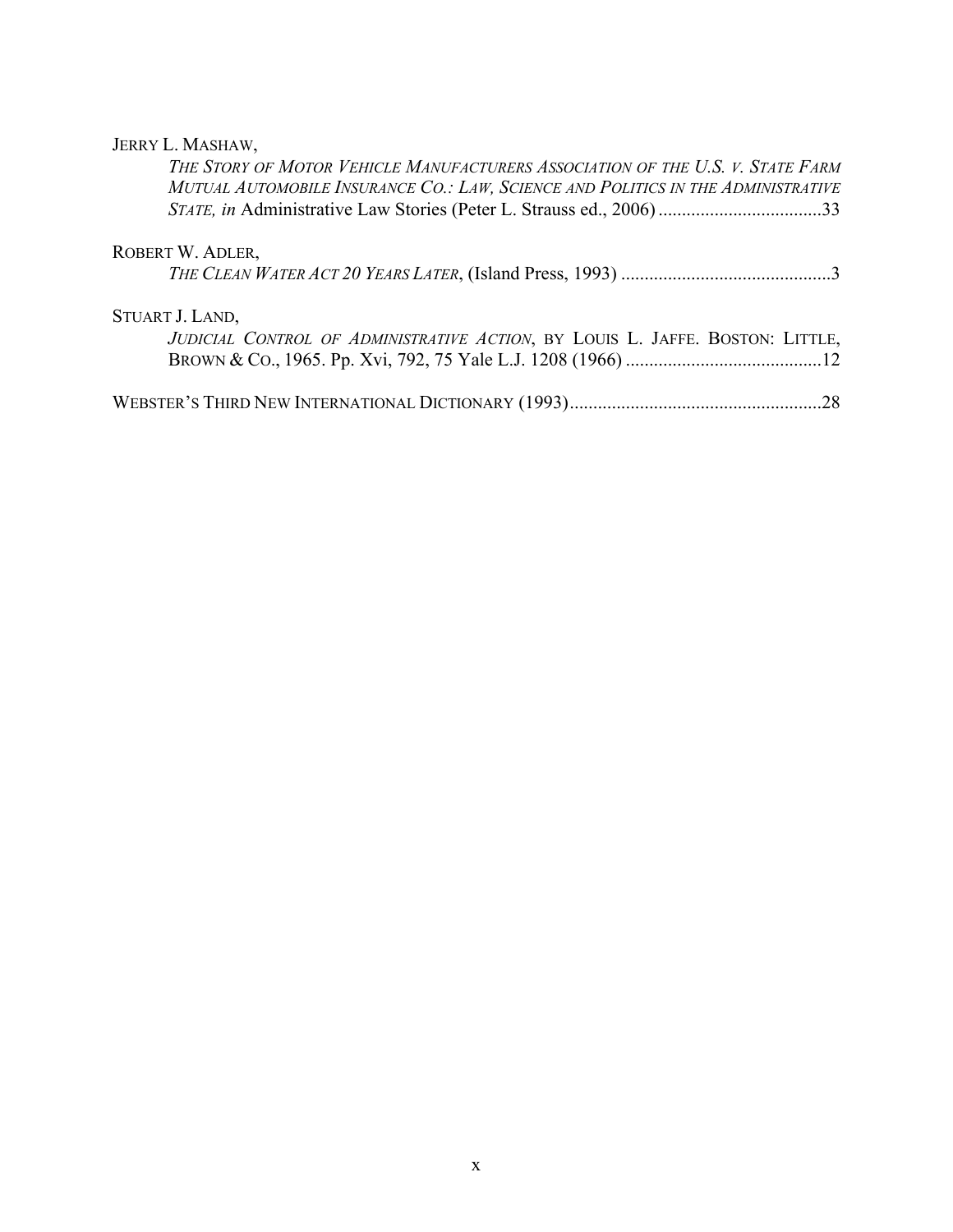JERRY L. MASHAW,

*THE STORY OF MOTOR VEHICLE MANUFACTURERS ASSOCIATION OF THE U.S. V. STATE FARM MUTUAL AUTOMOBILE INSURANCE CO.: LAW, SCIENCE AND POLITICS IN THE ADMINISTRATIVE STATE, in* Administrative Law Stories (Peter L. Strauss ed., 2006) ....................................33

ROBERT W. ADLER,

*THE CLEAN WATER ACT 20 YEARS LATER*, (Island Press, 1993) .............................................3

STUART J. LAND,

*JUDICIAL CONTROL OF ADMINISTRATIVE ACTION*, BY LOUIS L. JAFFE. BOSTON: LITTLE, BROWN & CO., 1965. Pp. Xvi, 792, 75 Yale L.J. 1208 (1966) ..........................................12

WEBSTER'S THIRD NEW INTERNATIONAL DICTIONARY (1993).......................................................28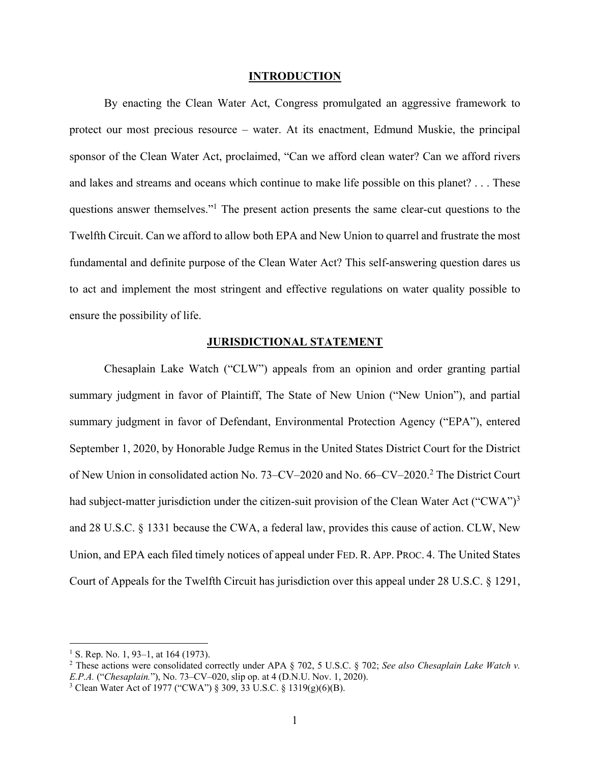## INTRODUCTION

By enacting the Clean Water Act, Congress promulgated an aggressive framework to protect our most precious resource – water. At its enactment, Edmund Muskie, the principal sponsor of the Clean Water Act, proclaimed, "Can we afford clean water? Can we afford rivers and lakes and streams and oceans which continue to make life possible on this planet? . . . These questions answer themselves."[1] The present action presents the same clear-cut questions to the Twelfth Circuit. Can we afford to allow both EPA and New Union to quarrel and frustrate the most fundamental and definite purpose of the Clean Water Act? This self-answering question dares us to act and implement the most stringent and effective regulations on water quality possible to ensure the possibility of life.

## JURISDICTIONAL STATEMENT

Chesaplain Lake Watch ("CLW") appeals from an opinion and order granting partial summary judgment in favor of Plaintiff, The State of New Union ("New Union"), and partial summary judgment in favor of Defendant, Environmental Protection Agency ("EPA"), entered September 1, 2020, by Honorable Judge Remus in the United States District Court for the District of New Union in consolidated action No. 73–CV–2020 and No. 66–CV–2020.[2] The District Court had subject-matter jurisdiction under the citizen-suit provision of the Clean Water Act ("CWA")[3] and 28 U.S.C. § 1331 because the CWA, a federal law, provides this cause of action. CLW, New Union, and EPA each filed timely notices of appeal under FED. R. APP. PROC. 4. The United States Court of Appeals for the Twelfth Circuit has jurisdiction over this appeal under 28 U.S.C. § 1291,

---

[1] S. Rep. No. 1, 93–1, at 164 (1973).

[2] These actions were consolidated correctly under APA § 702, 5 U.S.C. § 702; *See also Chesaplain Lake Watch v. E.P.A.* ("*Chesaplain.*"), No. 73–CV–020, slip op. at 4 (D.N.U. Nov. 1, 2020).

[3] Clean Water Act of 1977 ("CWA") § 309, 33 U.S.C. § 1319(g)(6)(B).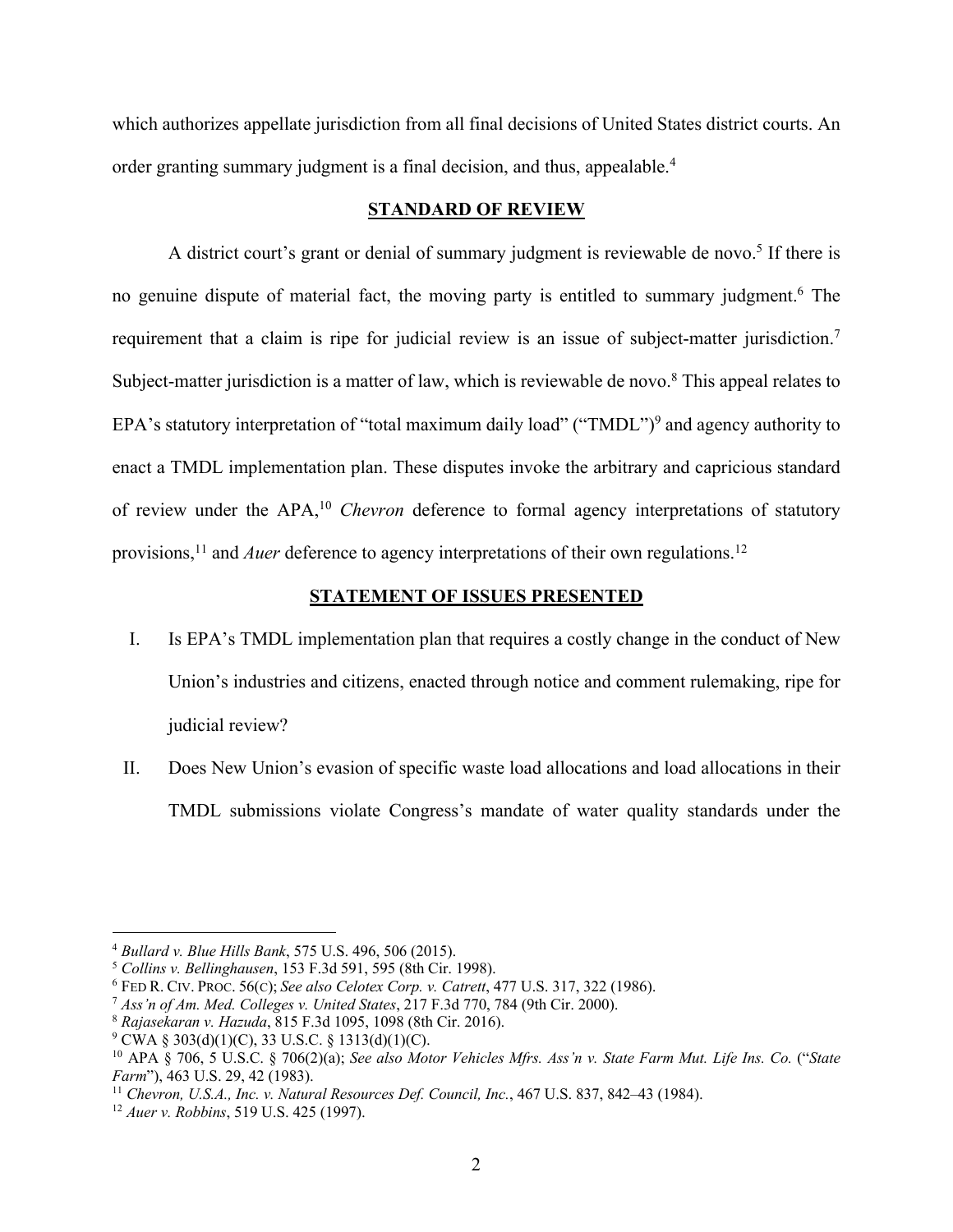which authorizes appellate jurisdiction from all final decisions of United States district courts. An order granting summary judgment is a final decision, and thus, appealable.[4]

## STANDARD OF REVIEW

A district court's grant or denial of summary judgment is reviewable de novo.[5] If there is no genuine dispute of material fact, the moving party is entitled to summary judgment.[6] The requirement that a claim is ripe for judicial review is an issue of subject-matter jurisdiction.[7] Subject-matter jurisdiction is a matter of law, which is reviewable de novo.[8] This appeal relates to EPA's statutory interpretation of "total maximum daily load" ("TMDL")[9] and agency authority to enact a TMDL implementation plan. These disputes invoke the arbitrary and capricious standard of review under the APA,[10] *Chevron* deference to formal agency interpretations of statutory provisions,[11] and *Auer* deference to agency interpretations of their own regulations.[12]

## STATEMENT OF ISSUES PRESENTED

I. Is EPA's TMDL implementation plan that requires a costly change in the conduct of New Union's industries and citizens, enacted through notice and comment rulemaking, ripe for judicial review?

II. Does New Union's evasion of specific waste load allocations and load allocations in their TMDL submissions violate Congress's mandate of water quality standards under the

---

[4] *Bullard v. Blue Hills Bank*, 575 U.S. 496, 506 (2015).

[5] *Collins v. Bellinghausen*, 153 F.3d 591, 595 (8th Cir. 1998).

[6] FED R. CIV. PROC. 56(C); *See also Celotex Corp. v. Catrett*, 477 U.S. 317, 322 (1986).

[7] *Ass'n of Am. Med. Colleges v. United States*, 217 F.3d 770, 784 (9th Cir. 2000).

[8] *Rajasekaran v. Hazuda*, 815 F.3d 1095, 1098 (8th Cir. 2016).

[9] CWA § 303(d)(1)(C), 33 U.S.C. § 1313(d)(1)(C).

[10] APA § 706, 5 U.S.C. § 706(2)(a); *See also Motor Vehicles Mfrs. Ass'n v. State Farm Mut. Life Ins. Co.* ("*State Farm*"), 463 U.S. 29, 42 (1983).

[11] *Chevron, U.S.A., Inc. v. Natural Resources Def. Council, Inc.*, 467 U.S. 837, 842–43 (1984).

[12] *Auer v. Robbins*, 519 U.S. 425 (1997).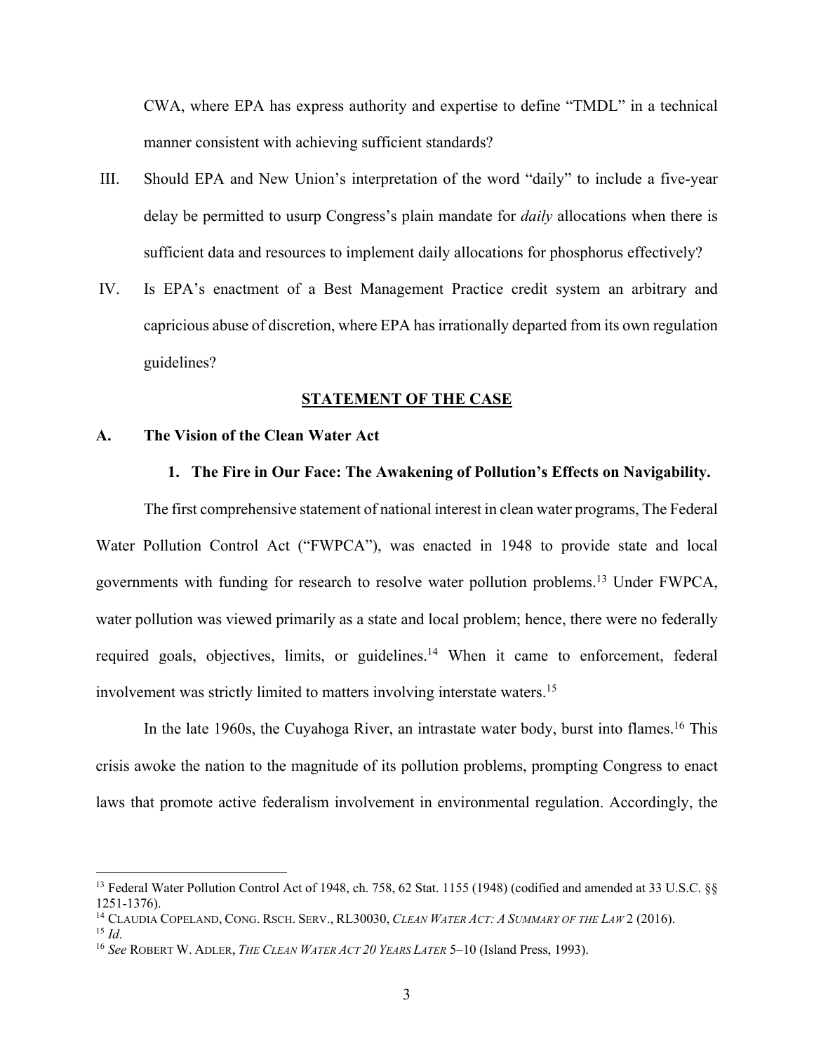CWA, where EPA has express authority and expertise to define "TMDL" in a technical manner consistent with achieving sufficient standards?

III. Should EPA and New Union's interpretation of the word "daily" to include a five-year delay be permitted to usurp Congress's plain mandate for *daily* allocations when there is sufficient data and resources to implement daily allocations for phosphorus effectively?

IV. Is EPA's enactment of a Best Management Practice credit system an arbitrary and capricious abuse of discretion, where EPA has irrationally departed from its own regulation guidelines?

## STATEMENT OF THE CASE

### A. The Vision of the Clean Water Act

#### 1. The Fire in Our Face: The Awakening of Pollution's Effects on Navigability.

The first comprehensive statement of national interest in clean water programs, The Federal Water Pollution Control Act ("FWPCA"), was enacted in 1948 to provide state and local governments with funding for research to resolve water pollution problems.[13] Under FWPCA, water pollution was viewed primarily as a state and local problem; hence, there were no federally required goals, objectives, limits, or guidelines.[14] When it came to enforcement, federal involvement was strictly limited to matters involving interstate waters.[15]

In the late 1960s, the Cuyahoga River, an intrastate water body, burst into flames.[16] This crisis awoke the nation to the magnitude of its pollution problems, prompting Congress to enact laws that promote active federalism involvement in environmental regulation. Accordingly, the

---

[13] Federal Water Pollution Control Act of 1948, ch. 758, 62 Stat. 1155 (1948) (codified and amended at 33 U.S.C. §§ 1251-1376).

[14] CLAUDIA COPELAND, CONG. RSCH. SERV., RL30030, *CLEAN WATER ACT: A SUMMARY OF THE LAW* 2 (2016).

[15] *Id*.

[16] *See* ROBERT W. ADLER, *THE CLEAN WATER ACT 20 YEARS LATER* 5–10 (Island Press, 1993).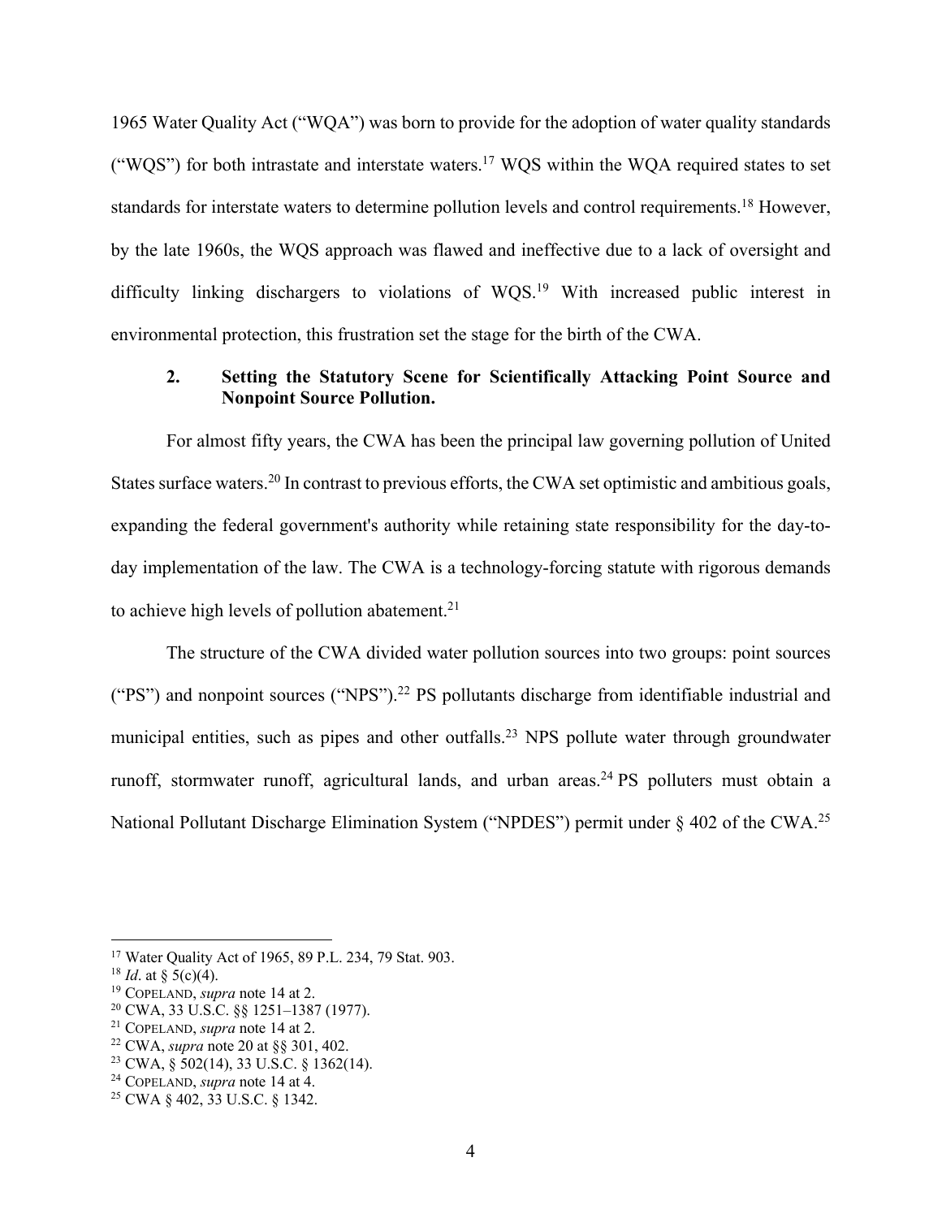1965 Water Quality Act ("WQA") was born to provide for the adoption of water quality standards ("WQS") for both intrastate and interstate waters.[17] WQS within the WQA required states to set standards for interstate waters to determine pollution levels and control requirements.[18] However, by the late 1960s, the WQS approach was flawed and ineffective due to a lack of oversight and difficulty linking dischargers to violations of WQS.[19] With increased public interest in environmental protection, this frustration set the stage for the birth of the CWA.

### 2. Setting the Statutory Scene for Scientifically Attacking Point Source and Nonpoint Source Pollution.

For almost fifty years, the CWA has been the principal law governing pollution of United States surface waters.[20] In contrast to previous efforts, the CWA set optimistic and ambitious goals, expanding the federal government's authority while retaining state responsibility for the day-to-day implementation of the law. The CWA is a technology-forcing statute with rigorous demands to achieve high levels of pollution abatement.[21]

The structure of the CWA divided water pollution sources into two groups: point sources ("PS") and nonpoint sources ("NPS").[22] PS pollutants discharge from identifiable industrial and municipal entities, such as pipes and other outfalls.[23] NPS pollute water through groundwater runoff, stormwater runoff, agricultural lands, and urban areas.[24] PS polluters must obtain a National Pollutant Discharge Elimination System ("NPDES") permit under § 402 of the CWA.[25]

---

[17] Water Quality Act of 1965, 89 P.L. 234, 79 Stat. 903.

[18] *Id*. at § 5(c)(4).

[19] COPELAND, *supra* note 14 at 2.

[20] CWA, 33 U.S.C. §§ 1251–1387 (1977).

[21] COPELAND, *supra* note 14 at 2.

[22] CWA, *supra* note 20 at §§ 301, 402.

[23] CWA, § 502(14), 33 U.S.C. § 1362(14).

[24] COPELAND, *supra* note 14 at 4.

[25] CWA § 402, 33 U.S.C. § 1342.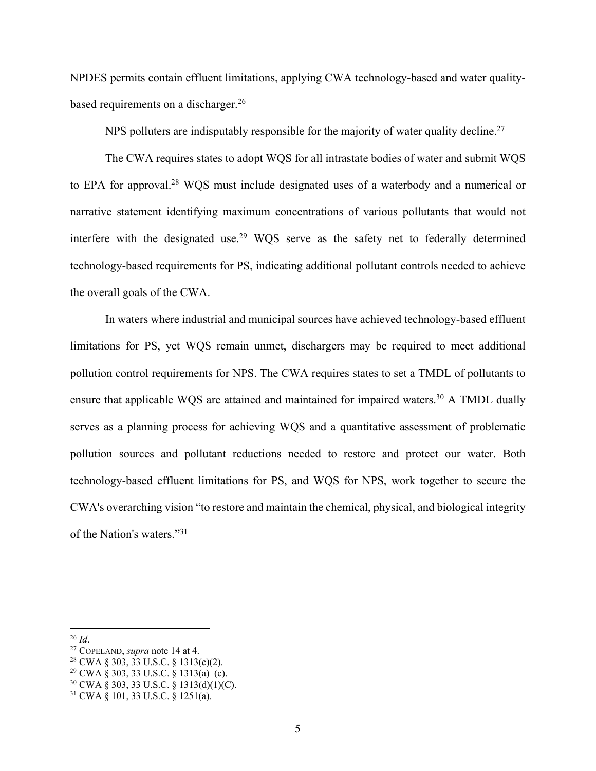NPDES permits contain effluent limitations, applying CWA technology-based and water quality-based requirements on a discharger.[26]

NPS polluters are indisputably responsible for the majority of water quality decline.[27]

The CWA requires states to adopt WQS for all intrastate bodies of water and submit WQS to EPA for approval.[28] WQS must include designated uses of a waterbody and a numerical or narrative statement identifying maximum concentrations of various pollutants that would not interfere with the designated use.[29] WQS serve as the safety net to federally determined technology-based requirements for PS, indicating additional pollutant controls needed to achieve the overall goals of the CWA.

In waters where industrial and municipal sources have achieved technology-based effluent limitations for PS, yet WQS remain unmet, dischargers may be required to meet additional pollution control requirements for NPS. The CWA requires states to set a TMDL of pollutants to ensure that applicable WQS are attained and maintained for impaired waters.[30] A TMDL dually serves as a planning process for achieving WQS and a quantitative assessment of problematic pollution sources and pollutant reductions needed to restore and protect our water. Both technology-based effluent limitations for PS, and WQS for NPS, work together to secure the CWA's overarching vision "to restore and maintain the chemical, physical, and biological integrity of the Nation's waters."[31]

---

[26] *Id*.
[27] COPELAND, *supra* note 14 at 4.
[28] CWA § 303, 33 U.S.C. § 1313(c)(2).
[29] CWA § 303, 33 U.S.C. § 1313(a)–(c).
[30] CWA § 303, 33 U.S.C. § 1313(d)(1)(C).
[31] CWA § 101, 33 U.S.C. § 1251(a).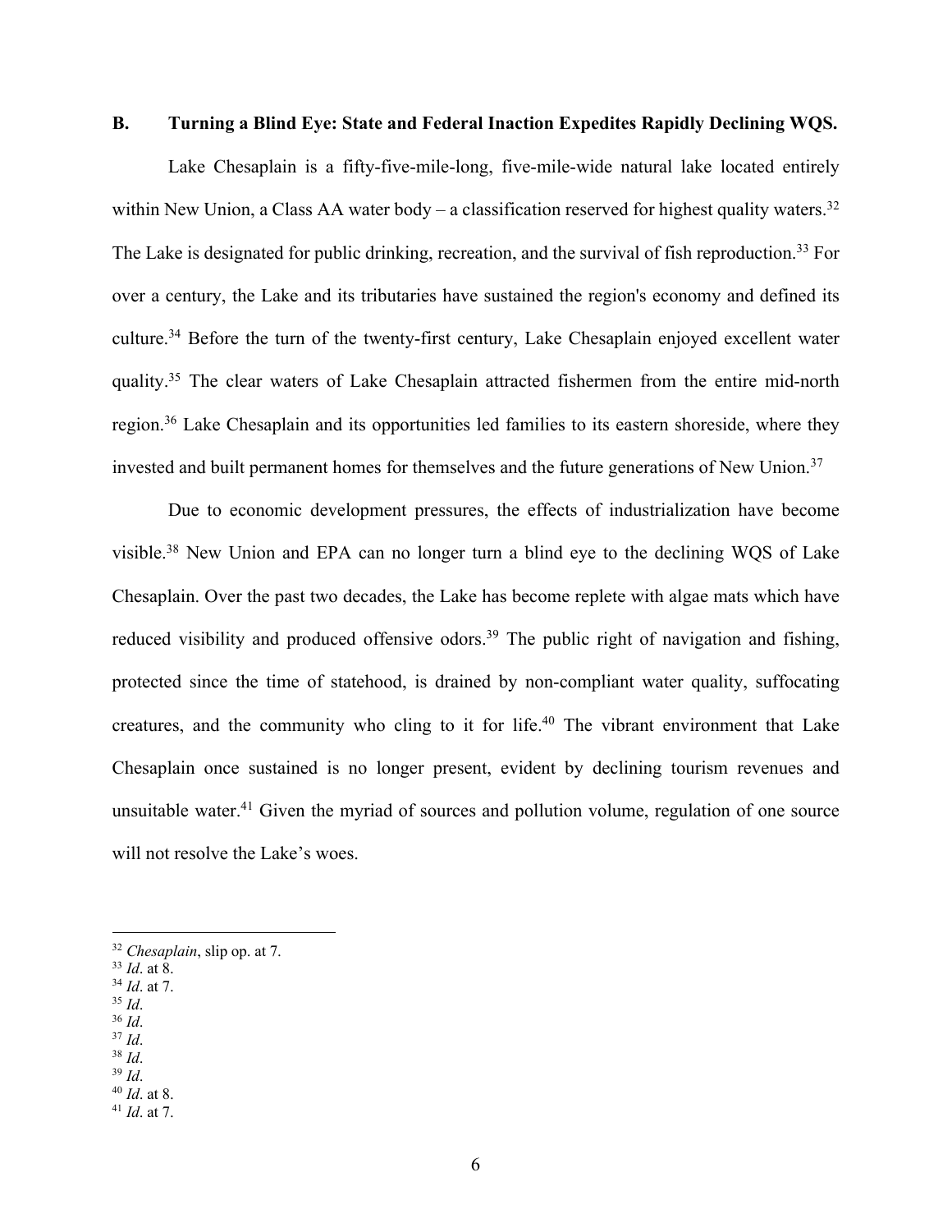### B. Turning a Blind Eye: State and Federal Inaction Expedites Rapidly Declining WQS.

Lake Chesaplain is a fifty-five-mile-long, five-mile-wide natural lake located entirely within New Union, a Class AA water body – a classification reserved for highest quality waters.[32] The Lake is designated for public drinking, recreation, and the survival of fish reproduction.[33] For over a century, the Lake and its tributaries have sustained the region's economy and defined its culture.[34] Before the turn of the twenty-first century, Lake Chesaplain enjoyed excellent water quality.[35] The clear waters of Lake Chesaplain attracted fishermen from the entire mid-north region.[36] Lake Chesaplain and its opportunities led families to its eastern shoreside, where they invested and built permanent homes for themselves and the future generations of New Union.[37]

Due to economic development pressures, the effects of industrialization have become visible.[38] New Union and EPA can no longer turn a blind eye to the declining WQS of Lake Chesaplain. Over the past two decades, the Lake has become replete with algae mats which have reduced visibility and produced offensive odors.[39] The public right of navigation and fishing, protected since the time of statehood, is drained by non-compliant water quality, suffocating creatures, and the community who cling to it for life.[40] The vibrant environment that Lake Chesaplain once sustained is no longer present, evident by declining tourism revenues and unsuitable water.[41] Given the myriad of sources and pollution volume, regulation of one source will not resolve the Lake's woes.

---

[32] *Chesaplain*, slip op. at 7.
[33] *Id*. at 8.
[34] *Id*. at 7.
[35] *Id*.
[36] *Id*.
[37] *Id*.
[38] *Id*.
[39] *Id*.
[40] *Id*. at 8.
[41] *Id*. at 7.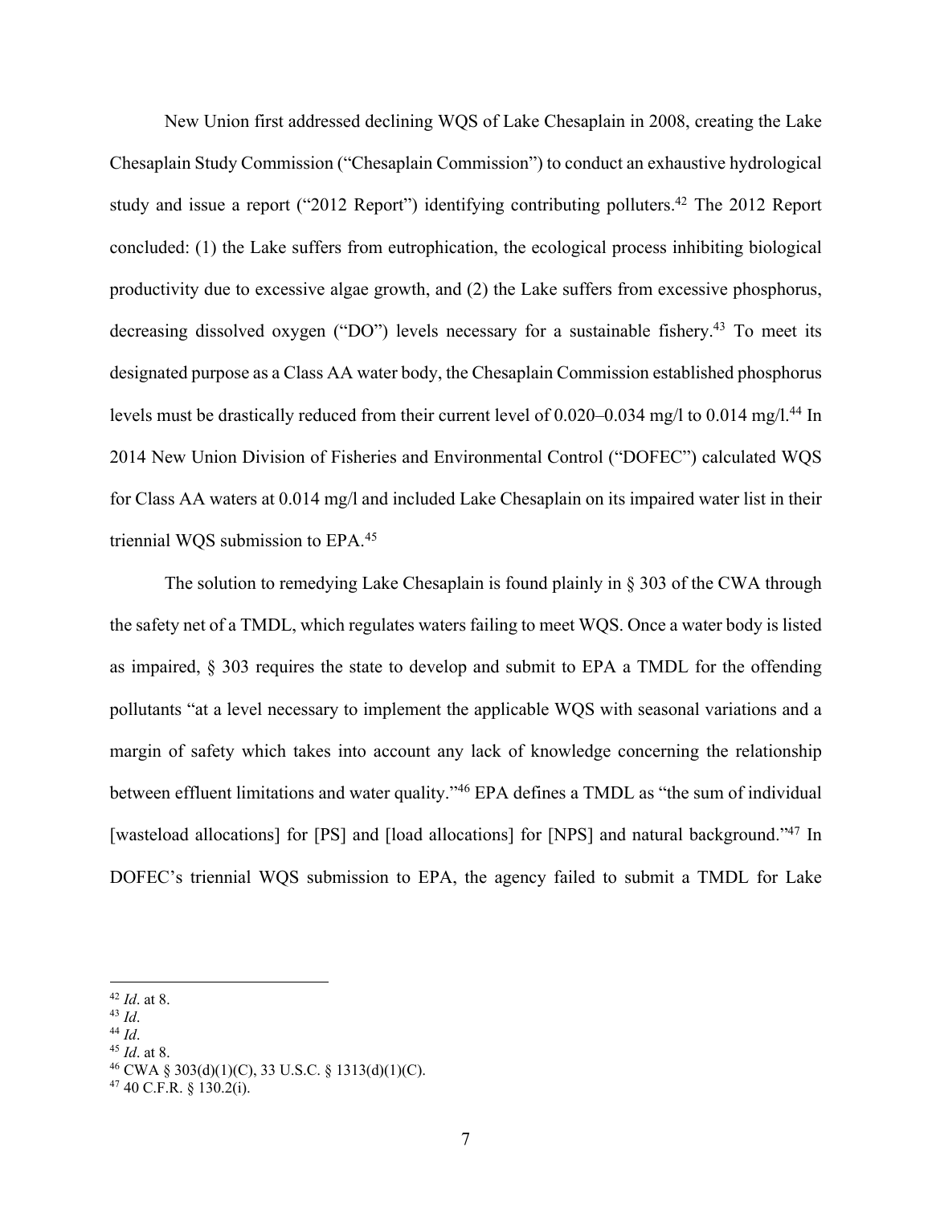New Union first addressed declining WQS of Lake Chesaplain in 2008, creating the Lake Chesaplain Study Commission ("Chesaplain Commission") to conduct an exhaustive hydrological study and issue a report ("2012 Report") identifying contributing polluters.[42] The 2012 Report concluded: (1) the Lake suffers from eutrophication, the ecological process inhibiting biological productivity due to excessive algae growth, and (2) the Lake suffers from excessive phosphorus, decreasing dissolved oxygen ("DO") levels necessary for a sustainable fishery.[43] To meet its designated purpose as a Class AA water body, the Chesaplain Commission established phosphorus levels must be drastically reduced from their current level of 0.020–0.034 mg/l to 0.014 mg/l.[44] In 2014 New Union Division of Fisheries and Environmental Control ("DOFEC") calculated WQS for Class AA waters at 0.014 mg/l and included Lake Chesaplain on its impaired water list in their triennial WQS submission to EPA.[45]

The solution to remedying Lake Chesaplain is found plainly in § 303 of the CWA through the safety net of a TMDL, which regulates waters failing to meet WQS. Once a water body is listed as impaired, § 303 requires the state to develop and submit to EPA a TMDL for the offending pollutants "at a level necessary to implement the applicable WQS with seasonal variations and a margin of safety which takes into account any lack of knowledge concerning the relationship between effluent limitations and water quality."[46] EPA defines a TMDL as "the sum of individual [wasteload allocations] for [PS] and [load allocations] for [NPS] and natural background."[47] In DOFEC's triennial WQS submission to EPA, the agency failed to submit a TMDL for Lake

---

[42] *Id*. at 8.
[43] *Id*.
[44] *Id*.
[45] *Id*. at 8.
[46] CWA § 303(d)(1)(C), 33 U.S.C. § 1313(d)(1)(C).
[47] 40 C.F.R. § 130.2(i).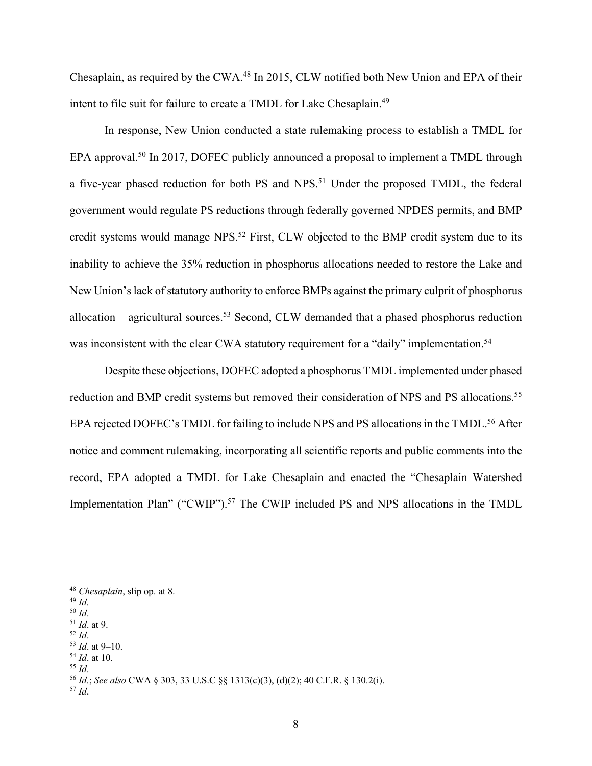Chesaplain, as required by the CWA.[48] In 2015, CLW notified both New Union and EPA of their intent to file suit for failure to create a TMDL for Lake Chesaplain.[49]

In response, New Union conducted a state rulemaking process to establish a TMDL for EPA approval.[50] In 2017, DOFEC publicly announced a proposal to implement a TMDL through a five-year phased reduction for both PS and NPS.[51] Under the proposed TMDL, the federal government would regulate PS reductions through federally governed NPDES permits, and BMP credit systems would manage NPS.[52] First, CLW objected to the BMP credit system due to its inability to achieve the 35% reduction in phosphorus allocations needed to restore the Lake and New Union's lack of statutory authority to enforce BMPs against the primary culprit of phosphorus allocation – agricultural sources.[53] Second, CLW demanded that a phased phosphorus reduction was inconsistent with the clear CWA statutory requirement for a "daily" implementation.[54]

Despite these objections, DOFEC adopted a phosphorus TMDL implemented under phased reduction and BMP credit systems but removed their consideration of NPS and PS allocations.[55] EPA rejected DOFEC's TMDL for failing to include NPS and PS allocations in the TMDL.[56] After notice and comment rulemaking, incorporating all scientific reports and public comments into the record, EPA adopted a TMDL for Lake Chesaplain and enacted the "Chesaplain Watershed Implementation Plan" ("CWIP").[57] The CWIP included PS and NPS allocations in the TMDL

---

[48] *Chesaplain*, slip op. at 8.
[49] *Id.*
[50] *Id*.
[51] *Id*. at 9.
[52] *Id*.
[53] *Id*. at 9–10.
[54] *Id*. at 10.
[55] *Id*.
[56] *Id.*; *See also* CWA § 303, 33 U.S.C §§ 1313(c)(3), (d)(2); 40 C.F.R. § 130.2(i).
[57] *Id*.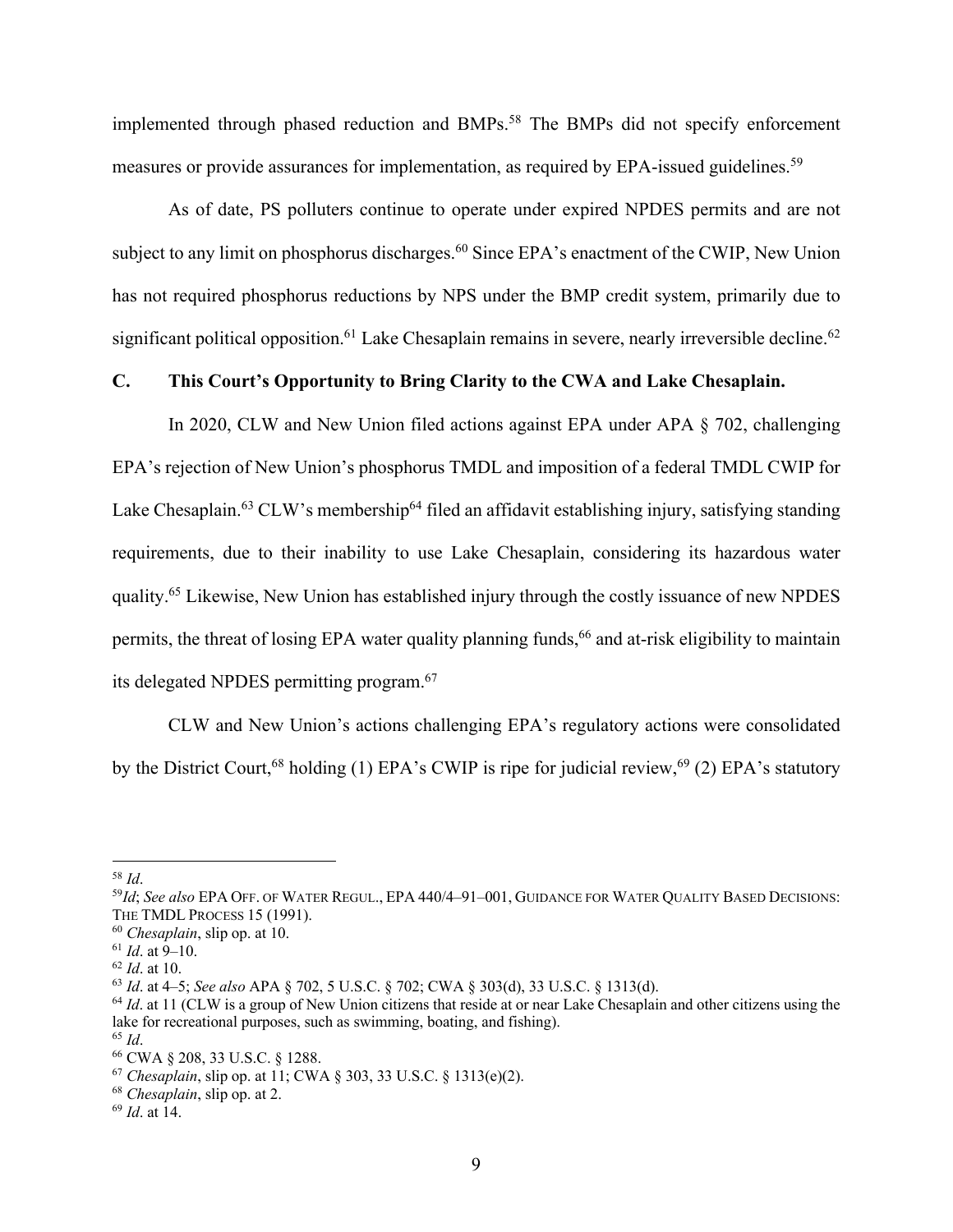implemented through phased reduction and BMPs.[58] The BMPs did not specify enforcement measures or provide assurances for implementation, as required by EPA-issued guidelines.[59]

As of date, PS polluters continue to operate under expired NPDES permits and are not subject to any limit on phosphorus discharges.[60] Since EPA's enactment of the CWIP, New Union has not required phosphorus reductions by NPS under the BMP credit system, primarily due to significant political opposition.[61] Lake Chesaplain remains in severe, nearly irreversible decline.[62]

### C. This Court's Opportunity to Bring Clarity to the CWA and Lake Chesaplain.

In 2020, CLW and New Union filed actions against EPA under APA § 702, challenging EPA's rejection of New Union's phosphorus TMDL and imposition of a federal TMDL CWIP for Lake Chesaplain.[63] CLW's membership[64] filed an affidavit establishing injury, satisfying standing requirements, due to their inability to use Lake Chesaplain, considering its hazardous water quality.[65] Likewise, New Union has established injury through the costly issuance of new NPDES permits, the threat of losing EPA water quality planning funds,[66] and at-risk eligibility to maintain its delegated NPDES permitting program.[67]

CLW and New Union's actions challenging EPA's regulatory actions were consolidated by the District Court,[68] holding (1) EPA's CWIP is ripe for judicial review,[69] (2) EPA's statutory

---

[58] *Id*.

[59] *Id*; *See also* EPA OFF. OF WATER REGUL., EPA 440/4–91–001, GUIDANCE FOR WATER QUALITY BASED DECISIONS: THE TMDL PROCESS 15 (1991).

[60] *Chesaplain*, slip op. at 10.

[61] *Id*. at 9–10.

[62] *Id*. at 10.

[63] *Id*. at 4–5; *See also* APA § 702, 5 U.S.C. § 702; CWA § 303(d), 33 U.S.C. § 1313(d).

[64] *Id*. at 11 (CLW is a group of New Union citizens that reside at or near Lake Chesaplain and other citizens using the lake for recreational purposes, such as swimming, boating, and fishing).

[65] *Id*.

[66] CWA § 208, 33 U.S.C. § 1288.

[67] *Chesaplain*, slip op. at 11; CWA § 303, 33 U.S.C. § 1313(e)(2).

[68] *Chesaplain*, slip op. at 2.

[69] *Id*. at 14.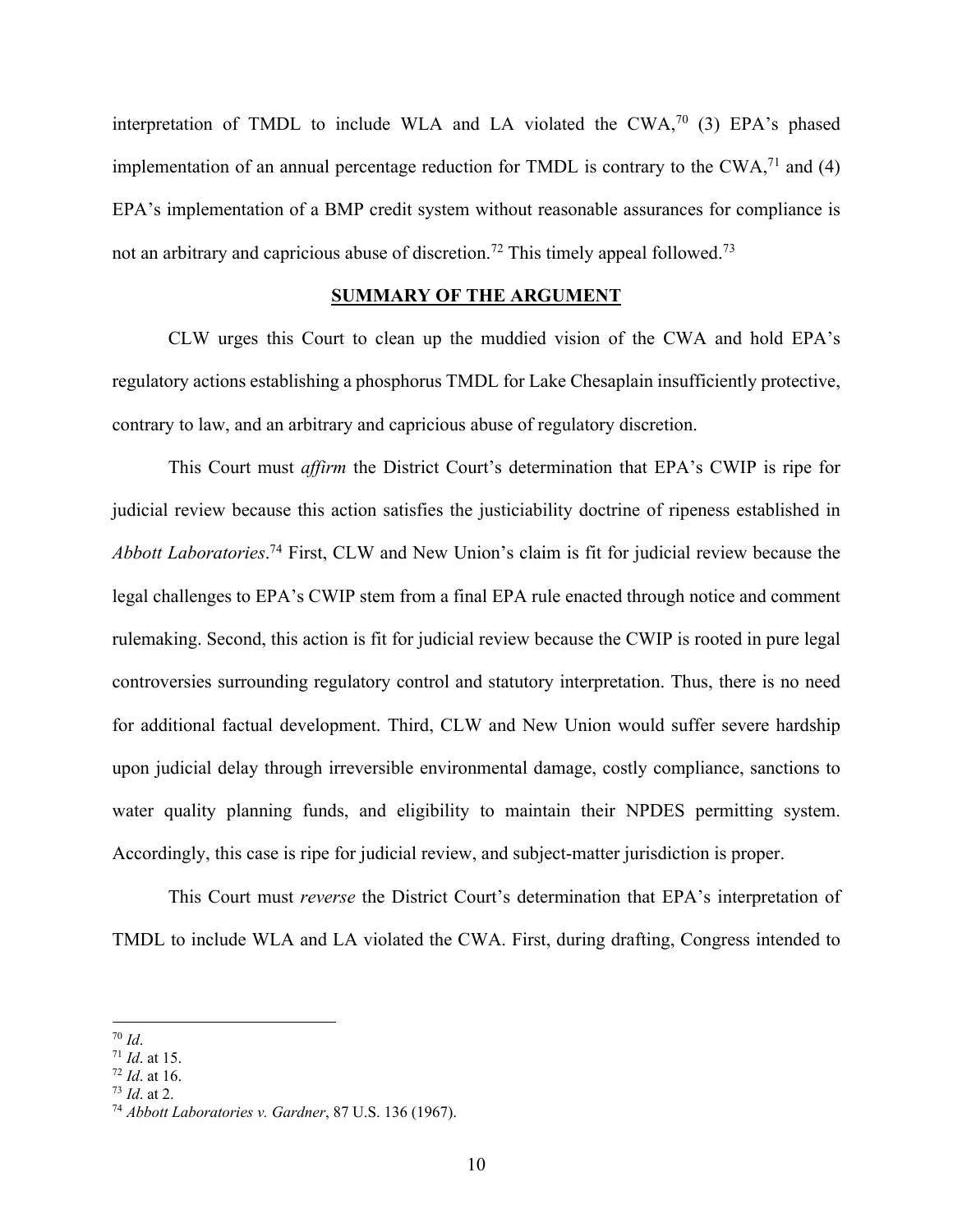interpretation of TMDL to include WLA and LA violated the CWA,[70] (3) EPA's phased implementation of an annual percentage reduction for TMDL is contrary to the CWA,[71] and (4) EPA's implementation of a BMP credit system without reasonable assurances for compliance is not an arbitrary and capricious abuse of discretion.[72] This timely appeal followed.[73]

## SUMMARY OF THE ARGUMENT

CLW urges this Court to clean up the muddied vision of the CWA and hold EPA's regulatory actions establishing a phosphorus TMDL for Lake Chesaplain insufficiently protective, contrary to law, and an arbitrary and capricious abuse of regulatory discretion.

This Court must *affirm* the District Court's determination that EPA's CWIP is ripe for judicial review because this action satisfies the justiciability doctrine of ripeness established in *Abbott Laboratories*.[74] First, CLW and New Union's claim is fit for judicial review because the legal challenges to EPA's CWIP stem from a final EPA rule enacted through notice and comment rulemaking. Second, this action is fit for judicial review because the CWIP is rooted in pure legal controversies surrounding regulatory control and statutory interpretation. Thus, there is no need for additional factual development. Third, CLW and New Union would suffer severe hardship upon judicial delay through irreversible environmental damage, costly compliance, sanctions to water quality planning funds, and eligibility to maintain their NPDES permitting system. Accordingly, this case is ripe for judicial review, and subject-matter jurisdiction is proper.

This Court must *reverse* the District Court's determination that EPA's interpretation of TMDL to include WLA and LA violated the CWA. First, during drafting, Congress intended to

---

[70] *Id*.
[71] *Id*. at 15.
[72] *Id*. at 16.
[73] *Id*. at 2.
[74] *Abbott Laboratories v. Gardner*, 87 U.S. 136 (1967).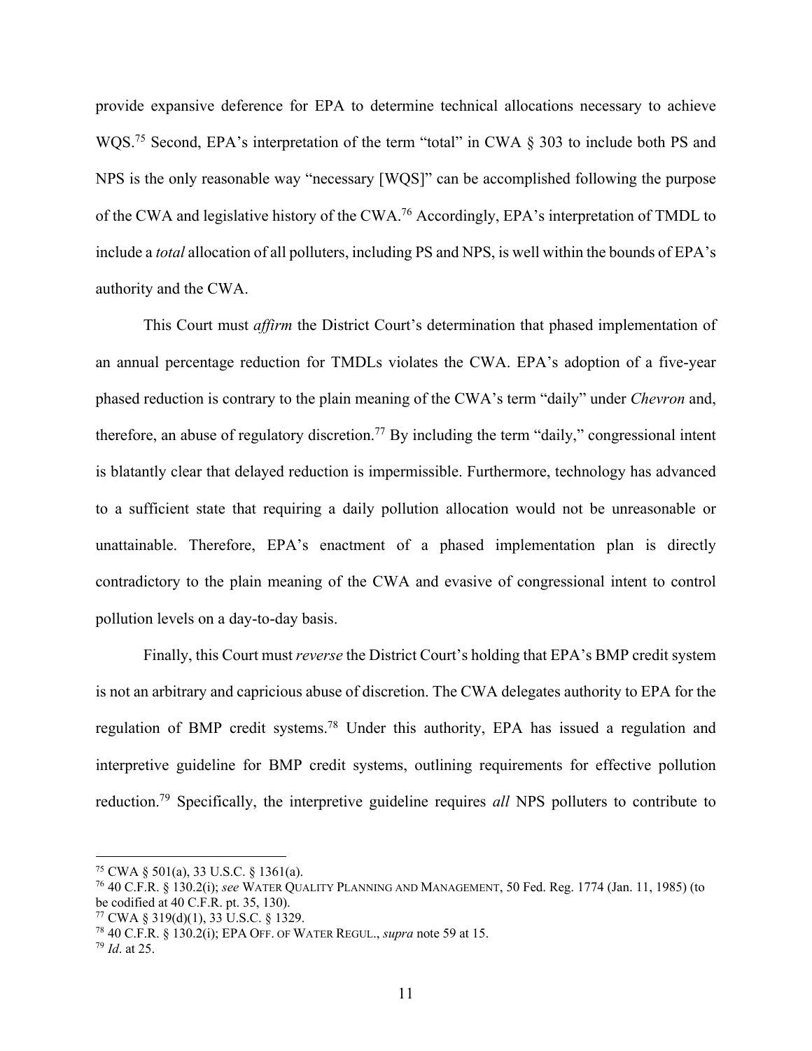provide expansive deference for EPA to determine technical allocations necessary to achieve WQS.[75] Second, EPA's interpretation of the term "total" in CWA § 303 to include both PS and NPS is the only reasonable way "necessary [WQS]" can be accomplished following the purpose of the CWA and legislative history of the CWA.[76] Accordingly, EPA's interpretation of TMDL to include a *total* allocation of all polluters, including PS and NPS, is well within the bounds of EPA's authority and the CWA.

This Court must *affirm* the District Court's determination that phased implementation of an annual percentage reduction for TMDLs violates the CWA. EPA's adoption of a five-year phased reduction is contrary to the plain meaning of the CWA's term "daily" under *Chevron* and, therefore, an abuse of regulatory discretion.[77] By including the term "daily," congressional intent is blatantly clear that delayed reduction is impermissible. Furthermore, technology has advanced to a sufficient state that requiring a daily pollution allocation would not be unreasonable or unattainable. Therefore, EPA's enactment of a phased implementation plan is directly contradictory to the plain meaning of the CWA and evasive of congressional intent to control pollution levels on a day-to-day basis.

Finally, this Court must *reverse* the District Court's holding that EPA's BMP credit system is not an arbitrary and capricious abuse of discretion. The CWA delegates authority to EPA for the regulation of BMP credit systems.[78] Under this authority, EPA has issued a regulation and interpretive guideline for BMP credit systems, outlining requirements for effective pollution reduction.[79] Specifically, the interpretive guideline requires *all* NPS polluters to contribute to

---

[75] CWA § 501(a), 33 U.S.C. § 1361(a).

[76] 40 C.F.R. § 130.2(i); *see* WATER QUALITY PLANNING AND MANAGEMENT, 50 Fed. Reg. 1774 (Jan. 11, 1985) (to be codified at 40 C.F.R. pt. 35, 130).

[77] CWA § 319(d)(1), 33 U.S.C. § 1329.

[78] 40 C.F.R. § 130.2(i); EPA OFF. OF WATER REGUL., *supra* note 59 at 15.

[79] *Id*. at 25.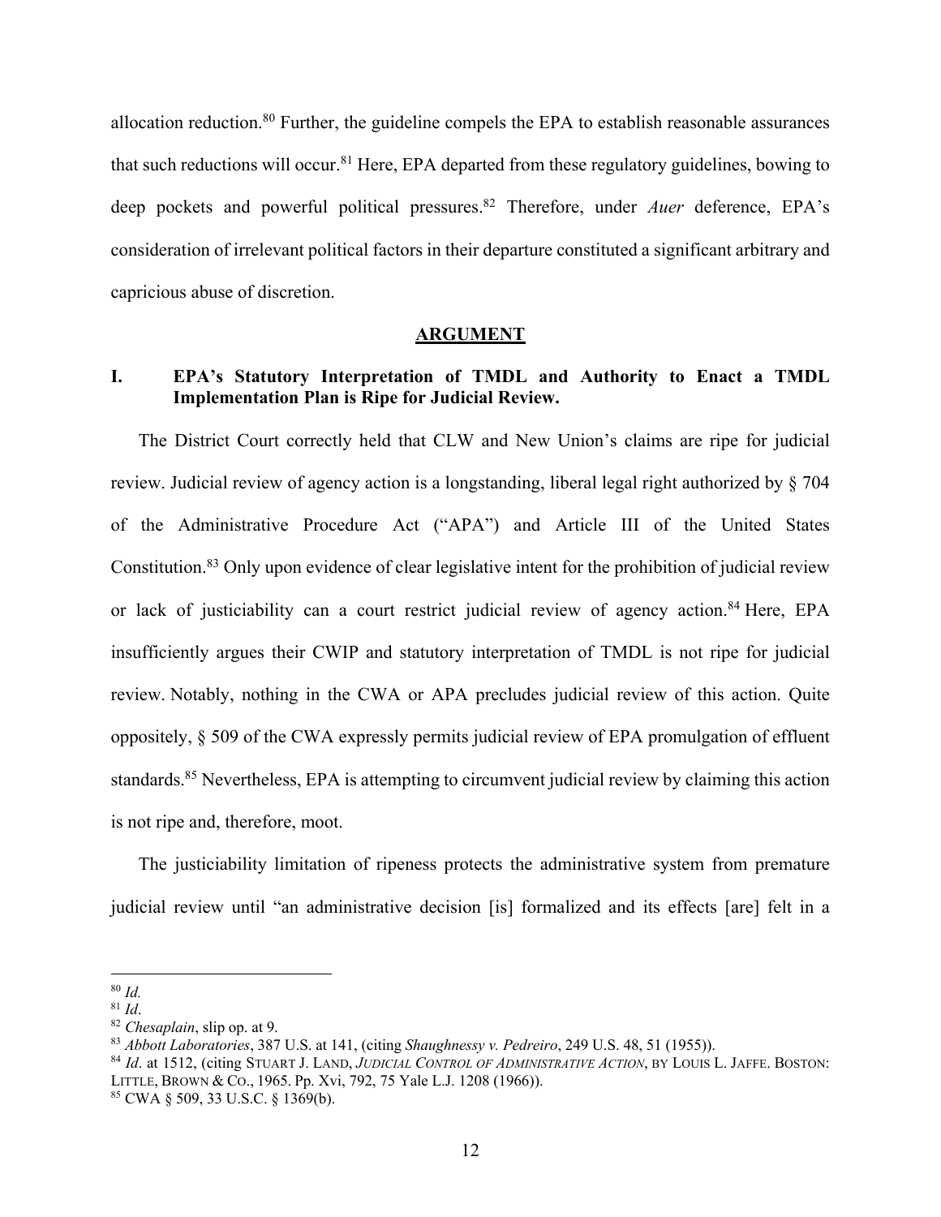allocation reduction.[80] Further, the guideline compels the EPA to establish reasonable assurances that such reductions will occur.[81] Here, EPA departed from these regulatory guidelines, bowing to deep pockets and powerful political pressures.[82] Therefore, under *Auer* deference, EPA's consideration of irrelevant political factors in their departure constituted a significant arbitrary and capricious abuse of discretion.

## ARGUMENT

### I. EPA's Statutory Interpretation of TMDL and Authority to Enact a TMDL Implementation Plan is Ripe for Judicial Review.

The District Court correctly held that CLW and New Union's claims are ripe for judicial review. Judicial review of agency action is a longstanding, liberal legal right authorized by § 704 of the Administrative Procedure Act ("APA") and Article III of the United States Constitution.[83] Only upon evidence of clear legislative intent for the prohibition of judicial review or lack of justiciability can a court restrict judicial review of agency action.[84] Here, EPA insufficiently argues their CWIP and statutory interpretation of TMDL is not ripe for judicial review. Notably, nothing in the CWA or APA precludes judicial review of this action. Quite oppositely, § 509 of the CWA expressly permits judicial review of EPA promulgation of effluent standards.[85] Nevertheless, EPA is attempting to circumvent judicial review by claiming this action is not ripe and, therefore, moot.

The justiciability limitation of ripeness protects the administrative system from premature judicial review until "an administrative decision [is] formalized and its effects [are] felt in a

---

[80] *Id.*

[81] *Id*.

[82] *Chesaplain*, slip op. at 9.

[83] *Abbott Laboratories*, 387 U.S. at 141, (citing *Shaughnessy v. Pedreiro*, 249 U.S. 48, 51 (1955)).

[84] *Id*. at 1512, (citing STUART J. LAND, *JUDICIAL CONTROL OF ADMINISTRATIVE ACTION*, BY LOUIS L. JAFFE. BOSTON: LITTLE, BROWN & CO., 1965. Pp. Xvi, 792, 75 Yale L.J. 1208 (1966)).

[85] CWA § 509, 33 U.S.C. § 1369(b).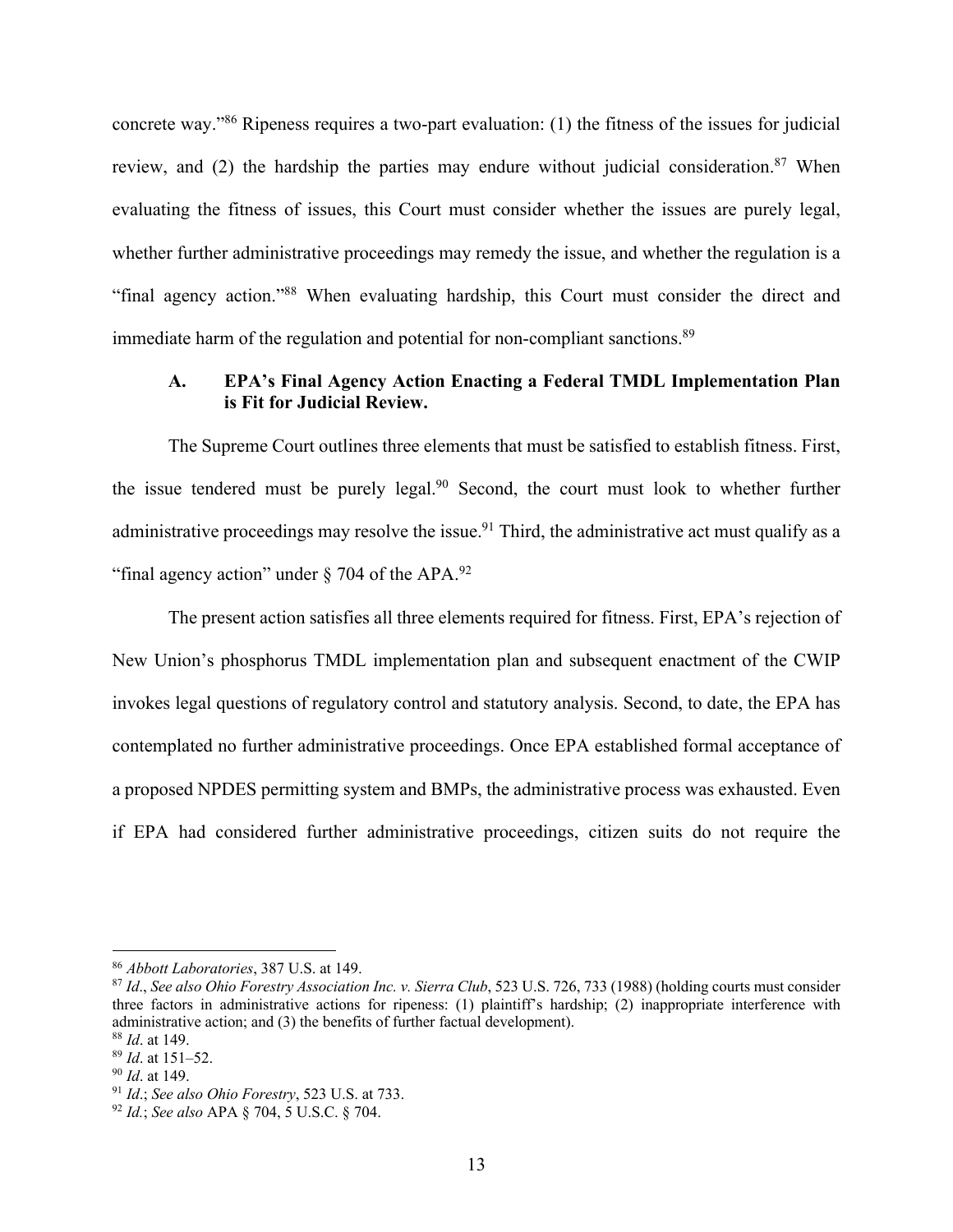concrete way."[86] Ripeness requires a two-part evaluation: (1) the fitness of the issues for judicial review, and (2) the hardship the parties may endure without judicial consideration.[87] When evaluating the fitness of issues, this Court must consider whether the issues are purely legal, whether further administrative proceedings may remedy the issue, and whether the regulation is a "final agency action."[88] When evaluating hardship, this Court must consider the direct and immediate harm of the regulation and potential for non-compliant sanctions.[89]

### A. EPA's Final Agency Action Enacting a Federal TMDL Implementation Plan is Fit for Judicial Review.

The Supreme Court outlines three elements that must be satisfied to establish fitness. First, the issue tendered must be purely legal.[90] Second, the court must look to whether further administrative proceedings may resolve the issue.[91] Third, the administrative act must qualify as a "final agency action" under § 704 of the APA.[92]

The present action satisfies all three elements required for fitness. First, EPA's rejection of New Union's phosphorus TMDL implementation plan and subsequent enactment of the CWIP invokes legal questions of regulatory control and statutory analysis. Second, to date, the EPA has contemplated no further administrative proceedings. Once EPA established formal acceptance of a proposed NPDES permitting system and BMPs, the administrative process was exhausted. Even if EPA had considered further administrative proceedings, citizen suits do not require the

---

[86] *Abbott Laboratories*, 387 U.S. at 149.

[87] *Id*., *See also Ohio Forestry Association Inc. v. Sierra Club*, 523 U.S. 726, 733 (1988) (holding courts must consider three factors in administrative actions for ripeness: (1) plaintiff's hardship; (2) inappropriate interference with administrative action; and (3) the benefits of further factual development).

[88] *Id*. at 149.

[89] *Id*. at 151–52.

[90] *Id*. at 149.

[91] *Id*.; *See also Ohio Forestry*, 523 U.S. at 733.

[92] *Id*.; *See also* APA § 704, 5 U.S.C. § 704.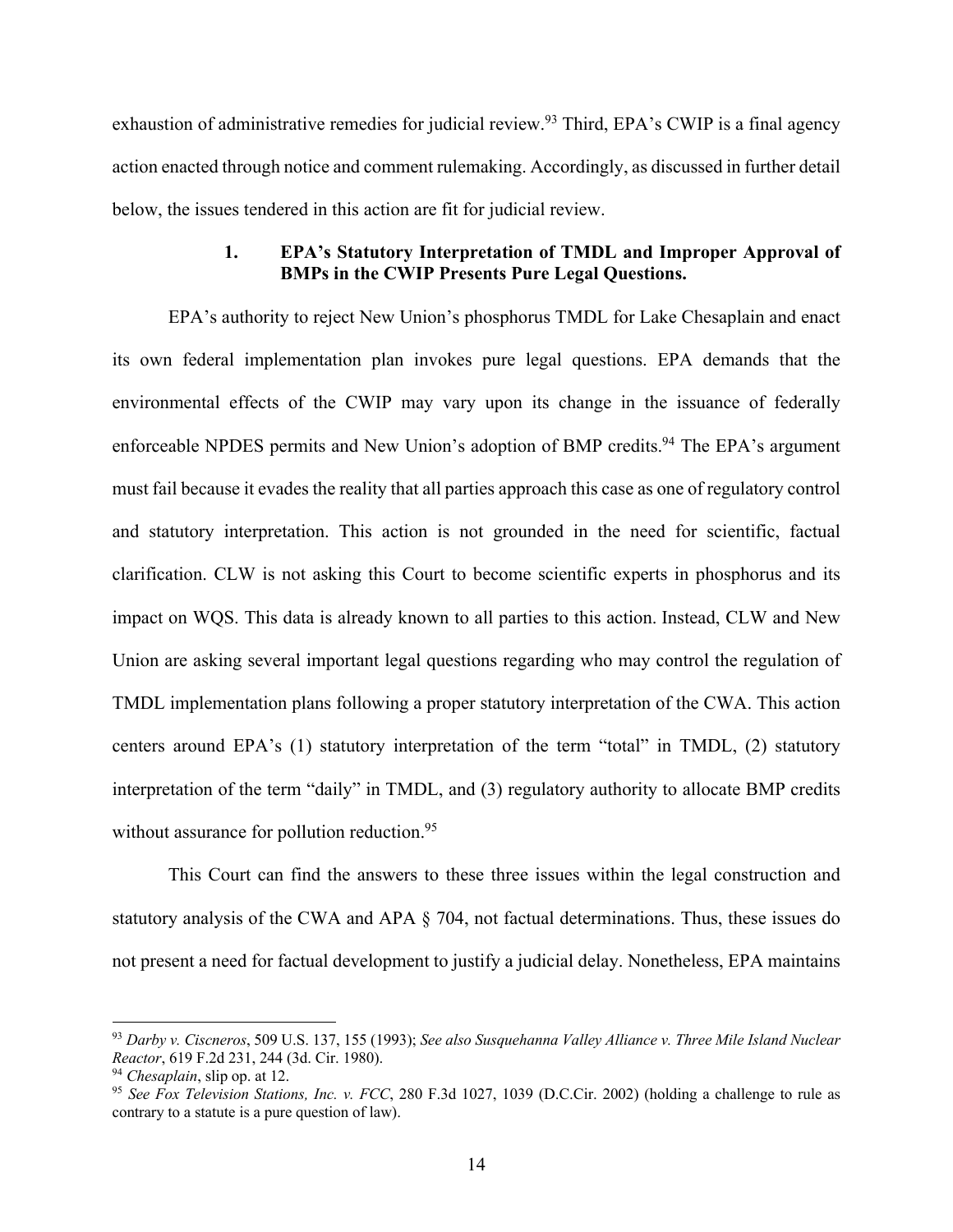exhaustion of administrative remedies for judicial review.[93] Third, EPA's CWIP is a final agency action enacted through notice and comment rulemaking. Accordingly, as discussed in further detail below, the issues tendered in this action are fit for judicial review.

### 1. EPA's Statutory Interpretation of TMDL and Improper Approval of BMPs in the CWIP Presents Pure Legal Questions.

EPA's authority to reject New Union's phosphorus TMDL for Lake Chesaplain and enact its own federal implementation plan invokes pure legal questions. EPA demands that the environmental effects of the CWIP may vary upon its change in the issuance of federally enforceable NPDES permits and New Union's adoption of BMP credits.[94] The EPA's argument must fail because it evades the reality that all parties approach this case as one of regulatory control and statutory interpretation. This action is not grounded in the need for scientific, factual clarification. CLW is not asking this Court to become scientific experts in phosphorus and its impact on WQS. This data is already known to all parties to this action. Instead, CLW and New Union are asking several important legal questions regarding who may control the regulation of TMDL implementation plans following a proper statutory interpretation of the CWA. This action centers around EPA's (1) statutory interpretation of the term "total" in TMDL, (2) statutory interpretation of the term "daily" in TMDL, and (3) regulatory authority to allocate BMP credits without assurance for pollution reduction.[95]

This Court can find the answers to these three issues within the legal construction and statutory analysis of the CWA and APA § 704, not factual determinations. Thus, these issues do not present a need for factual development to justify a judicial delay. Nonetheless, EPA maintains

---

[93] *Darby v. Ciscneros*, 509 U.S. 137, 155 (1993); *See also Susquehanna Valley Alliance v. Three Mile Island Nuclear Reactor*, 619 F.2d 231, 244 (3d. Cir. 1980).

[94] *Chesaplain*, slip op. at 12.

[95] *See Fox Television Stations, Inc. v. FCC*, 280 F.3d 1027, 1039 (D.C.Cir. 2002) (holding a challenge to rule as contrary to a statute is a pure question of law).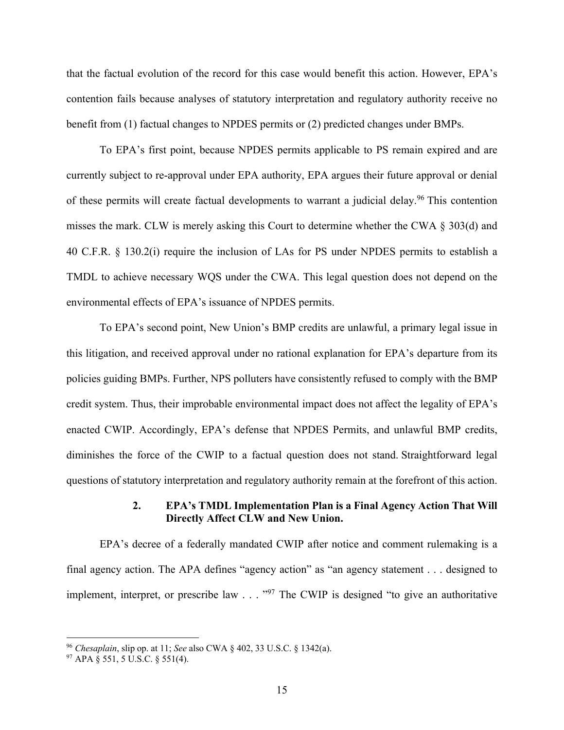that the factual evolution of the record for this case would benefit this action. However, EPA's contention fails because analyses of statutory interpretation and regulatory authority receive no benefit from (1) factual changes to NPDES permits or (2) predicted changes under BMPs.

To EPA's first point, because NPDES permits applicable to PS remain expired and are currently subject to re-approval under EPA authority, EPA argues their future approval or denial of these permits will create factual developments to warrant a judicial delay.[96] This contention misses the mark. CLW is merely asking this Court to determine whether the CWA § 303(d) and 40 C.F.R. § 130.2(i) require the inclusion of LAs for PS under NPDES permits to establish a TMDL to achieve necessary WQS under the CWA. This legal question does not depend on the environmental effects of EPA's issuance of NPDES permits.

To EPA's second point, New Union's BMP credits are unlawful, a primary legal issue in this litigation, and received approval under no rational explanation for EPA's departure from its policies guiding BMPs. Further, NPS polluters have consistently refused to comply with the BMP credit system. Thus, their improbable environmental impact does not affect the legality of EPA's enacted CWIP. Accordingly, EPA's defense that NPDES Permits, and unlawful BMP credits, diminishes the force of the CWIP to a factual question does not stand. Straightforward legal questions of statutory interpretation and regulatory authority remain at the forefront of this action.

#### 2. EPA's TMDL Implementation Plan is a Final Agency Action That Will Directly Affect CLW and New Union.

EPA's decree of a federally mandated CWIP after notice and comment rulemaking is a final agency action. The APA defines "agency action" as "an agency statement . . . designed to implement, interpret, or prescribe law . . . "[97] The CWIP is designed "to give an authoritative

---

[96] *Chesaplain*, slip op. at 11; *See* also CWA § 402, 33 U.S.C. § 1342(a).

[97] APA § 551, 5 U.S.C. § 551(4).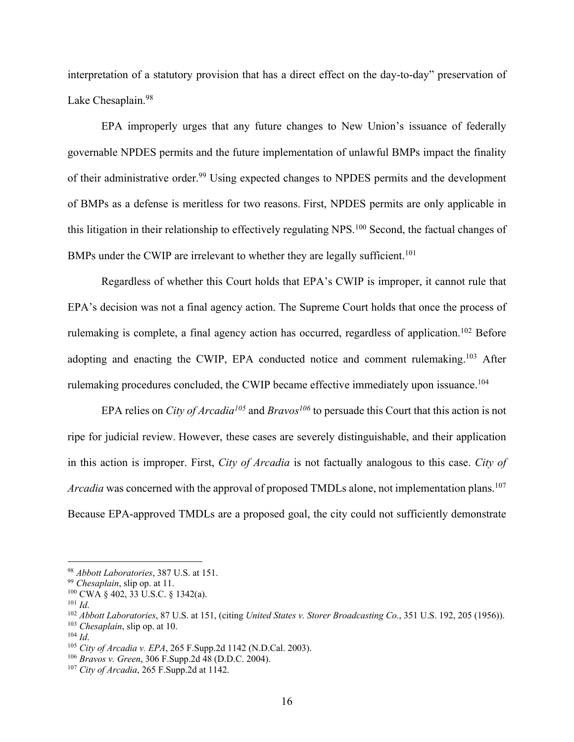interpretation of a statutory provision that has a direct effect on the day-to-day" preservation of Lake Chesaplain.[98]

EPA improperly urges that any future changes to New Union's issuance of federally governable NPDES permits and the future implementation of unlawful BMPs impact the finality of their administrative order.[99] Using expected changes to NPDES permits and the development of BMPs as a defense is meritless for two reasons. First, NPDES permits are only applicable in this litigation in their relationship to effectively regulating NPS.[100] Second, the factual changes of BMPs under the CWIP are irrelevant to whether they are legally sufficient.[101]

Regardless of whether this Court holds that EPA's CWIP is improper, it cannot rule that EPA's decision was not a final agency action. The Supreme Court holds that once the process of rulemaking is complete, a final agency action has occurred, regardless of application.[102] Before adopting and enacting the CWIP, EPA conducted notice and comment rulemaking.[103] After rulemaking procedures concluded, the CWIP became effective immediately upon issuance.[104]

EPA relies on *City of Arcadia*[105] and *Bravos*[106] to persuade this Court that this action is not ripe for judicial review. However, these cases are severely distinguishable, and their application in this action is improper. First, *City of Arcadia* is not factually analogous to this case. *City of Arcadia* was concerned with the approval of proposed TMDLs alone, not implementation plans.[107] Because EPA-approved TMDLs are a proposed goal, the city could not sufficiently demonstrate

---

[98] *Abbott Laboratories*, 387 U.S. at 151.
[99] *Chesaplain*, slip op. at 11.
[100] CWA § 402, 33 U.S.C. § 1342(a).
[101] *Id*.
[102] *Abbott Laboratories*, 87 U.S. at 151, (citing *United States v. Storer Broadcasting Co.*, 351 U.S. 192, 205 (1956)).
[103] *Chesaplain*, slip op. at 10.
[104] *Id*.
[105] *City of Arcadia v. EPA*, 265 F.Supp.2d 1142 (N.D.Cal. 2003).
[106] *Bravos v. Green*, 306 F.Supp.2d 48 (D.D.C. 2004).
[107] *City of Arcadia*, 265 F.Supp.2d at 1142.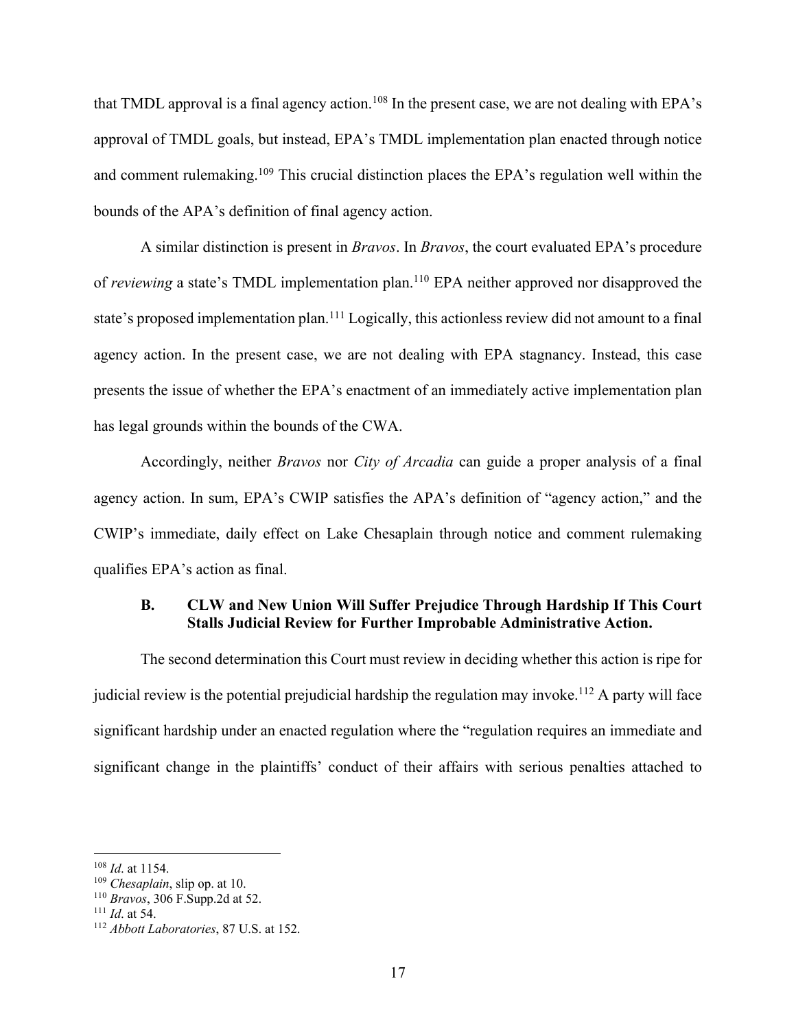that TMDL approval is a final agency action.[108] In the present case, we are not dealing with EPA's approval of TMDL goals, but instead, EPA's TMDL implementation plan enacted through notice and comment rulemaking.[109] This crucial distinction places the EPA's regulation well within the bounds of the APA's definition of final agency action.

A similar distinction is present in *Bravos*. In *Bravos*, the court evaluated EPA's procedure of *reviewing* a state's TMDL implementation plan.[110] EPA neither approved nor disapproved the state's proposed implementation plan.[111] Logically, this actionless review did not amount to a final agency action. In the present case, we are not dealing with EPA stagnancy. Instead, this case presents the issue of whether the EPA's enactment of an immediately active implementation plan has legal grounds within the bounds of the CWA.

Accordingly, neither *Bravos* nor *City of Arcadia* can guide a proper analysis of a final agency action. In sum, EPA's CWIP satisfies the APA's definition of "agency action," and the CWIP's immediate, daily effect on Lake Chesaplain through notice and comment rulemaking qualifies EPA's action as final.

### B. CLW and New Union Will Suffer Prejudice Through Hardship If This Court Stalls Judicial Review for Further Improbable Administrative Action.

The second determination this Court must review in deciding whether this action is ripe for judicial review is the potential prejudicial hardship the regulation may invoke.[112] A party will face significant hardship under an enacted regulation where the "regulation requires an immediate and significant change in the plaintiffs' conduct of their affairs with serious penalties attached to

---

[108] *Id*. at 1154.
[109] *Chesaplain*, slip op. at 10.
[110] *Bravos*, 306 F.Supp.2d at 52.
[111] *Id*. at 54.
[112] *Abbott Laboratories*, 87 U.S. at 152.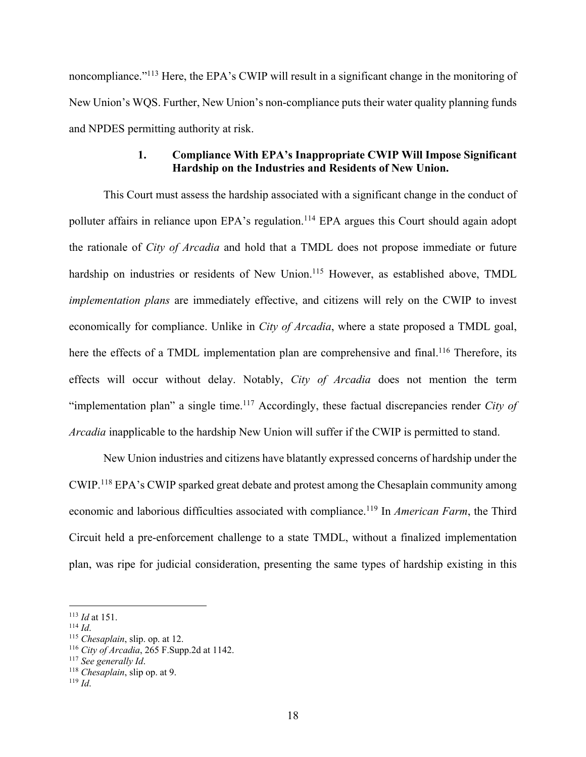noncompliance."[113] Here, the EPA's CWIP will result in a significant change in the monitoring of New Union's WQS. Further, New Union's non-compliance puts their water quality planning funds and NPDES permitting authority at risk.

#### 1. Compliance With EPA's Inappropriate CWIP Will Impose Significant Hardship on the Industries and Residents of New Union.

This Court must assess the hardship associated with a significant change in the conduct of polluter affairs in reliance upon EPA's regulation.[114] EPA argues this Court should again adopt the rationale of *City of Arcadia* and hold that a TMDL does not propose immediate or future hardship on industries or residents of New Union.[115] However, as established above, TMDL *implementation plans* are immediately effective, and citizens will rely on the CWIP to invest economically for compliance. Unlike in *City of Arcadia*, where a state proposed a TMDL goal, here the effects of a TMDL implementation plan are comprehensive and final.[116] Therefore, its effects will occur without delay. Notably, *City of Arcadia* does not mention the term "implementation plan" a single time.[117] Accordingly, these factual discrepancies render *City of Arcadia* inapplicable to the hardship New Union will suffer if the CWIP is permitted to stand.

New Union industries and citizens have blatantly expressed concerns of hardship under the CWIP.[118] EPA's CWIP sparked great debate and protest among the Chesaplain community among economic and laborious difficulties associated with compliance.[119] In *American Farm*, the Third Circuit held a pre-enforcement challenge to a state TMDL, without a finalized implementation plan, was ripe for judicial consideration, presenting the same types of hardship existing in this

---

[113] *Id* at 151.
[114] *Id*.
[115] *Chesaplain*, slip. op. at 12.
[116] *City of Arcadia*, 265 F.Supp.2d at 1142.
[117] *See generally Id*.
[118] *Chesaplain*, slip op. at 9.
[119] *Id*.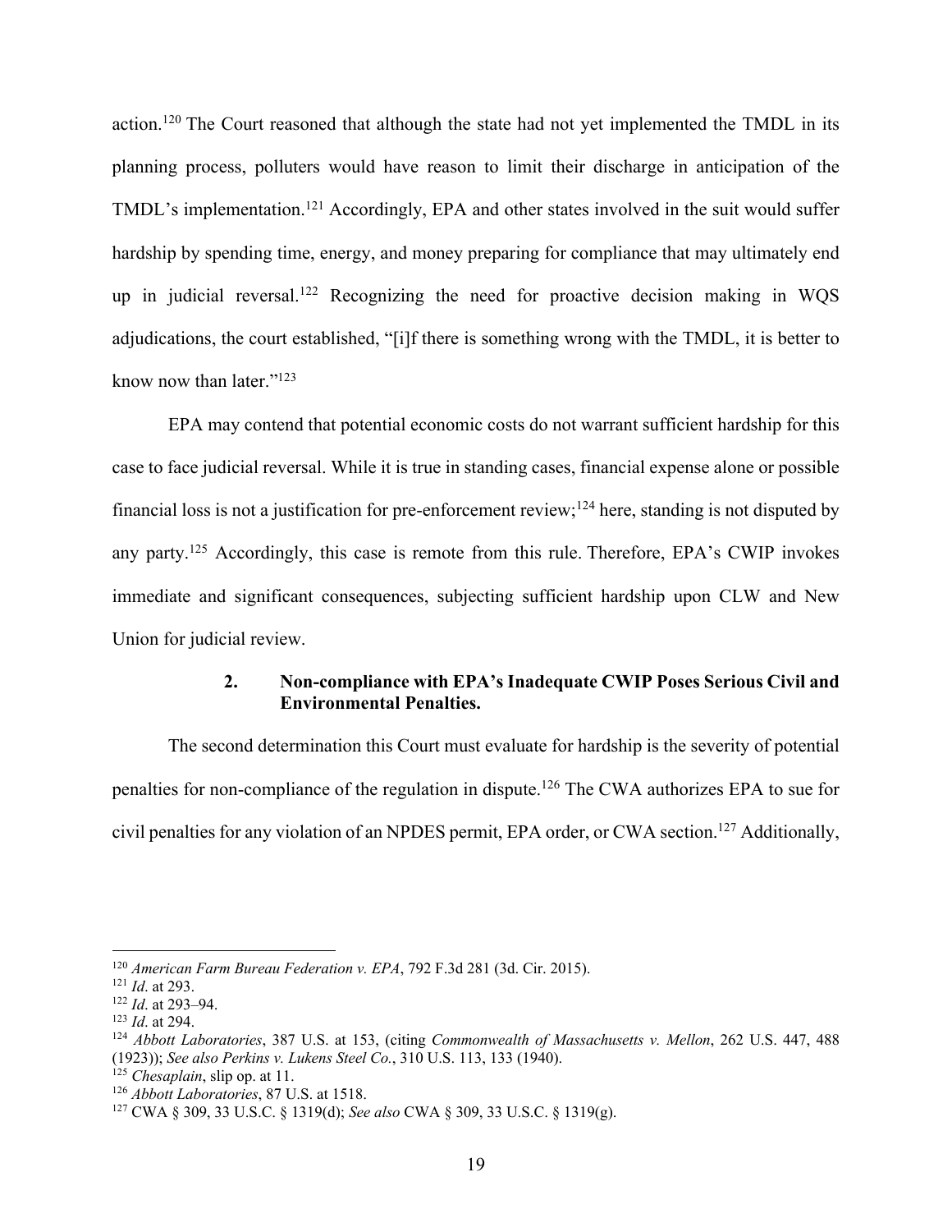action.[120] The Court reasoned that although the state had not yet implemented the TMDL in its planning process, polluters would have reason to limit their discharge in anticipation of the TMDL's implementation.[121] Accordingly, EPA and other states involved in the suit would suffer hardship by spending time, energy, and money preparing for compliance that may ultimately end up in judicial reversal.[122] Recognizing the need for proactive decision making in WQS adjudications, the court established, "[i]f there is something wrong with the TMDL, it is better to know now than later."[123]

EPA may contend that potential economic costs do not warrant sufficient hardship for this case to face judicial reversal. While it is true in standing cases, financial expense alone or possible financial loss is not a justification for pre-enforcement review;[124] here, standing is not disputed by any party.[125] Accordingly, this case is remote from this rule. Therefore, EPA's CWIP invokes immediate and significant consequences, subjecting sufficient hardship upon CLW and New Union for judicial review.

#### 2. Non-compliance with EPA's Inadequate CWIP Poses Serious Civil and Environmental Penalties.

The second determination this Court must evaluate for hardship is the severity of potential penalties for non-compliance of the regulation in dispute.[126] The CWA authorizes EPA to sue for civil penalties for any violation of an NPDES permit, EPA order, or CWA section.[127] Additionally,

---

[120] *American Farm Bureau Federation v. EPA*, 792 F.3d 281 (3d. Cir. 2015).
[121] *Id*. at 293.
[122] *Id*. at 293–94.
[123] *Id*. at 294.
[124] *Abbott Laboratories*, 387 U.S. at 153, (citing *Commonwealth of Massachusetts v. Mellon*, 262 U.S. 447, 488 (1923)); *See also Perkins v. Lukens Steel Co.*, 310 U.S. 113, 133 (1940).
[125] *Chesaplain*, slip op. at 11.
[126] *Abbott Laboratories*, 87 U.S. at 1518.
[127] CWA § 309, 33 U.S.C. § 1319(d); *See also* CWA § 309, 33 U.S.C. § 1319(g).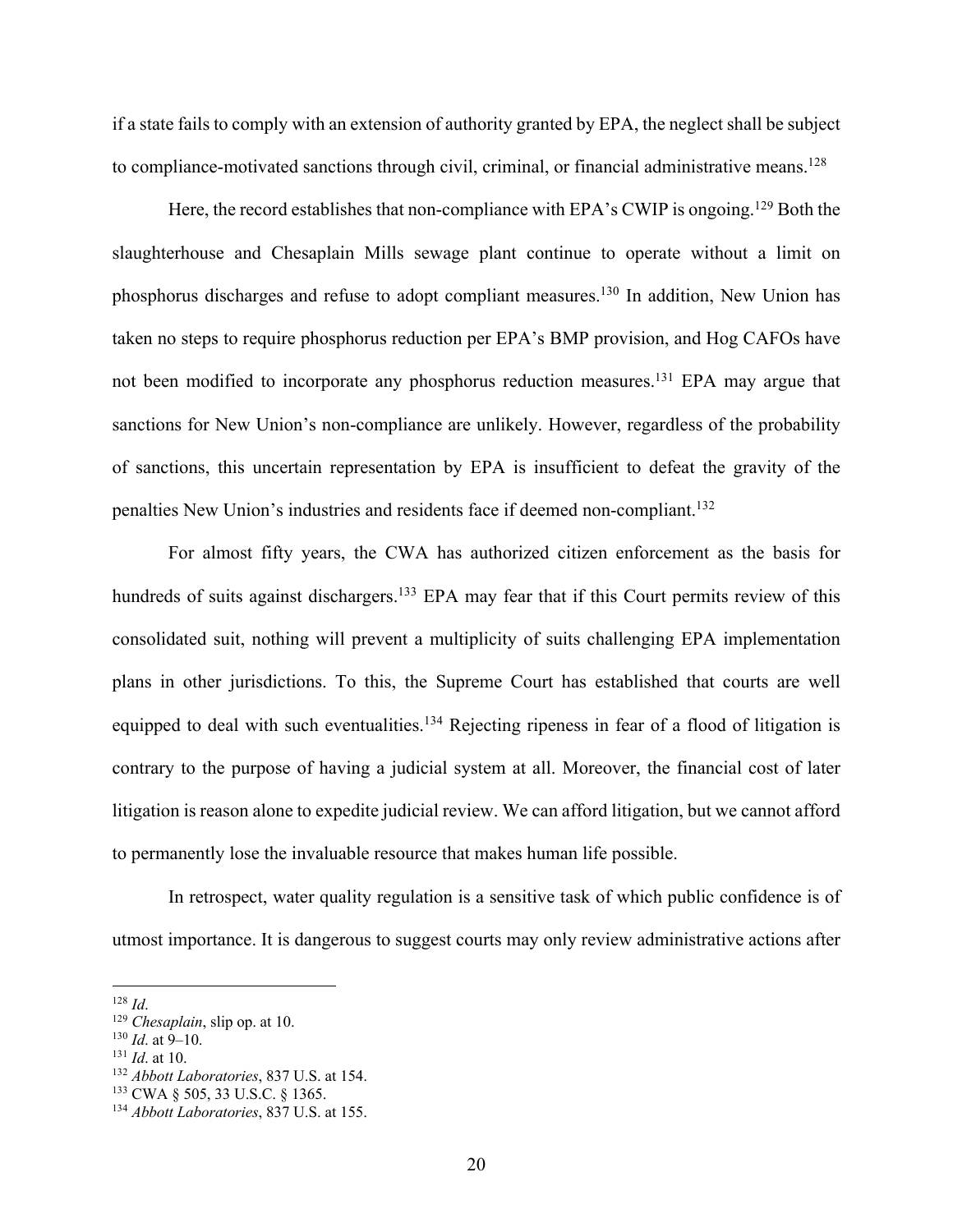if a state fails to comply with an extension of authority granted by EPA, the neglect shall be subject to compliance-motivated sanctions through civil, criminal, or financial administrative means.[128]

Here, the record establishes that non-compliance with EPA's CWIP is ongoing.[129] Both the slaughterhouse and Chesaplain Mills sewage plant continue to operate without a limit on phosphorus discharges and refuse to adopt compliant measures.[130] In addition, New Union has taken no steps to require phosphorus reduction per EPA's BMP provision, and Hog CAFOs have not been modified to incorporate any phosphorus reduction measures.[131] EPA may argue that sanctions for New Union's non-compliance are unlikely. However, regardless of the probability of sanctions, this uncertain representation by EPA is insufficient to defeat the gravity of the penalties New Union's industries and residents face if deemed non-compliant.[132]

For almost fifty years, the CWA has authorized citizen enforcement as the basis for hundreds of suits against dischargers.[133] EPA may fear that if this Court permits review of this consolidated suit, nothing will prevent a multiplicity of suits challenging EPA implementation plans in other jurisdictions. To this, the Supreme Court has established that courts are well equipped to deal with such eventualities.[134] Rejecting ripeness in fear of a flood of litigation is contrary to the purpose of having a judicial system at all. Moreover, the financial cost of later litigation is reason alone to expedite judicial review. We can afford litigation, but we cannot afford to permanently lose the invaluable resource that makes human life possible.

In retrospect, water quality regulation is a sensitive task of which public confidence is of utmost importance. It is dangerous to suggest courts may only review administrative actions after

---

[128] *Id*.
[129] *Chesaplain*, slip op. at 10.
[130] *Id*. at 9–10.
[131] *Id*. at 10.
[132] *Abbott Laboratories*, 837 U.S. at 154.
[133] CWA § 505, 33 U.S.C. § 1365.
[134] *Abbott Laboratories*, 837 U.S. at 155.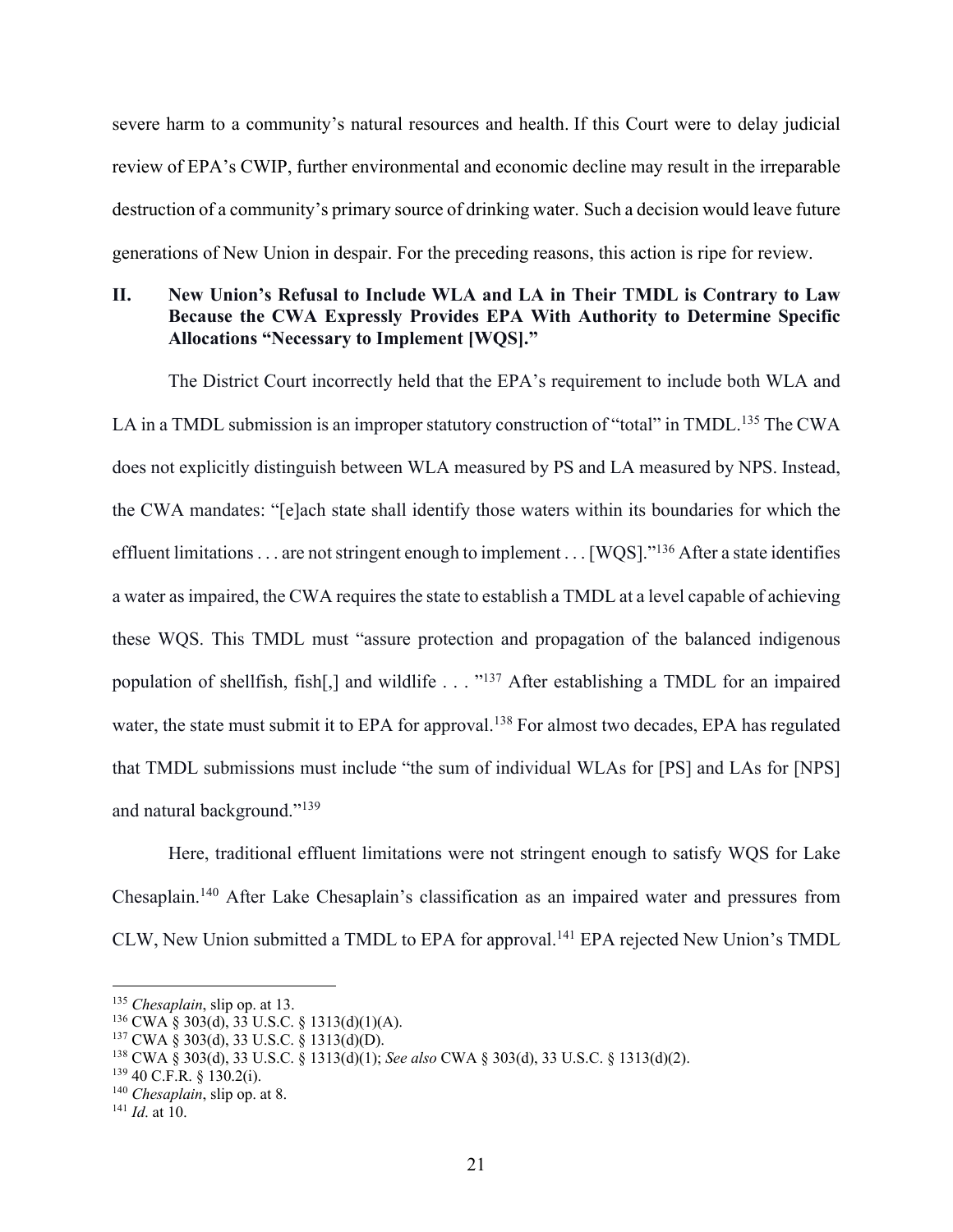severe harm to a community's natural resources and health. If this Court were to delay judicial review of EPA's CWIP, further environmental and economic decline may result in the irreparable destruction of a community's primary source of drinking water. Such a decision would leave future generations of New Union in despair. For the preceding reasons, this action is ripe for review.

## II. New Union's Refusal to Include WLA and LA in Their TMDL is Contrary to Law Because the CWA Expressly Provides EPA With Authority to Determine Specific Allocations "Necessary to Implement [WQS]."

The District Court incorrectly held that the EPA's requirement to include both WLA and LA in a TMDL submission is an improper statutory construction of "total" in TMDL.[135] The CWA does not explicitly distinguish between WLA measured by PS and LA measured by NPS. Instead, the CWA mandates: "[e]ach state shall identify those waters within its boundaries for which the effluent limitations . . . are not stringent enough to implement . . . [WQS]."[136] After a state identifies a water as impaired, the CWA requires the state to establish a TMDL at a level capable of achieving these WQS. This TMDL must "assure protection and propagation of the balanced indigenous population of shellfish, fish[,] and wildlife . . . "[137] After establishing a TMDL for an impaired water, the state must submit it to EPA for approval.[138] For almost two decades, EPA has regulated that TMDL submissions must include "the sum of individual WLAs for [PS] and LAs for [NPS] and natural background."[139]

Here, traditional effluent limitations were not stringent enough to satisfy WQS for Lake Chesaplain.[140] After Lake Chesaplain's classification as an impaired water and pressures from CLW, New Union submitted a TMDL to EPA for approval.[141] EPA rejected New Union's TMDL

---

[135] *Chesaplain*, slip op. at 13.

[136] CWA § 303(d), 33 U.S.C. § 1313(d)(1)(A).

[137] CWA § 303(d), 33 U.S.C. § 1313(d)(D).

[138] CWA § 303(d), 33 U.S.C. § 1313(d)(1); *See also* CWA § 303(d), 33 U.S.C. § 1313(d)(2).

[139] 40 C.F.R. § 130.2(i).

[140] *Chesaplain*, slip op. at 8.

[141] *Id*. at 10.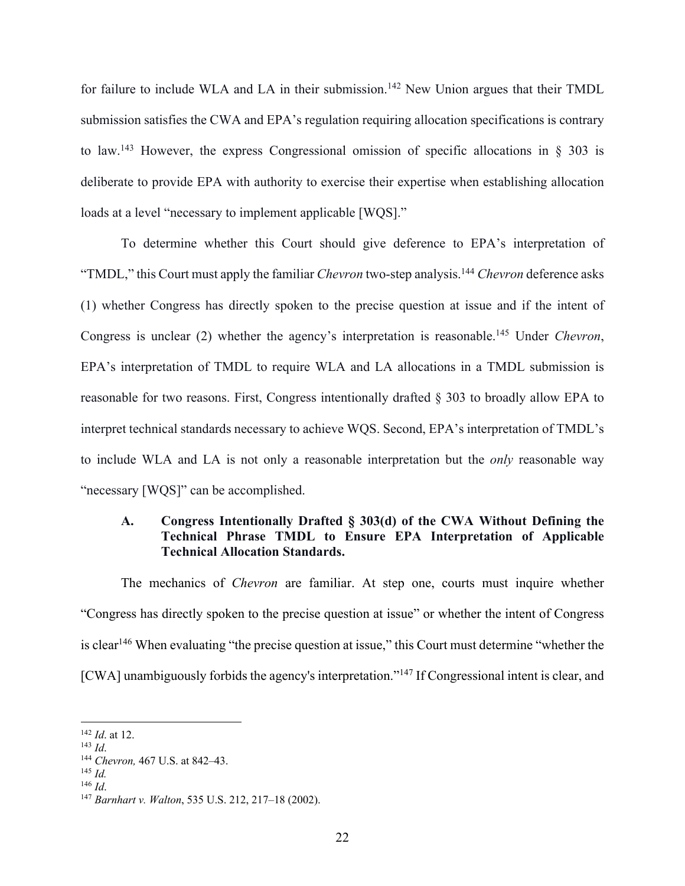for failure to include WLA and LA in their submission.[142] New Union argues that their TMDL submission satisfies the CWA and EPA's regulation requiring allocation specifications is contrary to law.[143] However, the express Congressional omission of specific allocations in § 303 is deliberate to provide EPA with authority to exercise their expertise when establishing allocation loads at a level "necessary to implement applicable [WQS]."

To determine whether this Court should give deference to EPA's interpretation of "TMDL," this Court must apply the familiar *Chevron* two-step analysis.[144] *Chevron* deference asks (1) whether Congress has directly spoken to the precise question at issue and if the intent of Congress is unclear (2) whether the agency's interpretation is reasonable.[145] Under *Chevron*, EPA's interpretation of TMDL to require WLA and LA allocations in a TMDL submission is reasonable for two reasons. First, Congress intentionally drafted § 303 to broadly allow EPA to interpret technical standards necessary to achieve WQS. Second, EPA's interpretation of TMDL's to include WLA and LA is not only a reasonable interpretation but the *only* reasonable way "necessary [WQS]" can be accomplished.

### A. Congress Intentionally Drafted § 303(d) of the CWA Without Defining the Technical Phrase TMDL to Ensure EPA Interpretation of Applicable Technical Allocation Standards.

The mechanics of *Chevron* are familiar. At step one, courts must inquire whether "Congress has directly spoken to the precise question at issue" or whether the intent of Congress is clear[146] When evaluating "the precise question at issue," this Court must determine "whether the [CWA] unambiguously forbids the agency's interpretation."[147] If Congressional intent is clear, and

---

[142] *Id*. at 12.
[143] *Id*.
[144] *Chevron,* 467 U.S. at 842–43.
[145] *Id.*
[146] *Id*.
[147] *Barnhart v. Walton*, 535 U.S. 212, 217–18 (2002).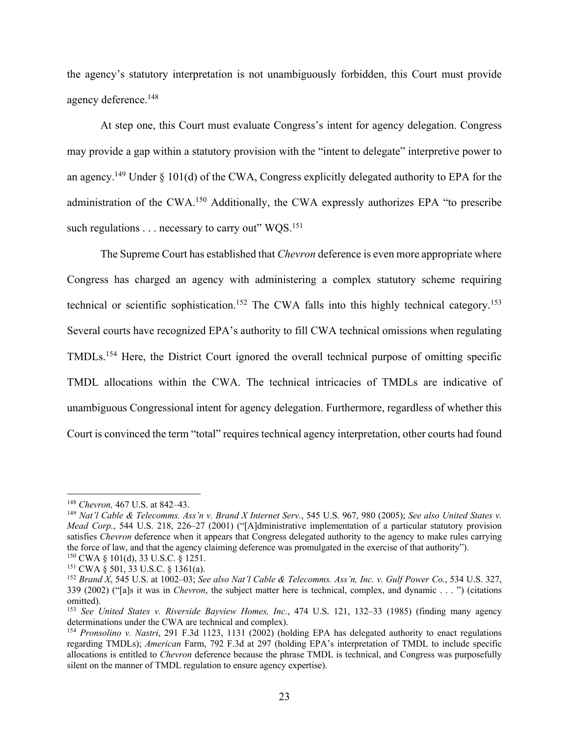the agency's statutory interpretation is not unambiguously forbidden, this Court must provide agency deference.[148]

At step one, this Court must evaluate Congress's intent for agency delegation. Congress may provide a gap within a statutory provision with the "intent to delegate" interpretive power to an agency.[149] Under § 101(d) of the CWA, Congress explicitly delegated authority to EPA for the administration of the CWA.[150] Additionally, the CWA expressly authorizes EPA "to prescribe such regulations . . . necessary to carry out" WQS.[151]

The Supreme Court has established that *Chevron* deference is even more appropriate where Congress has charged an agency with administering a complex statutory scheme requiring technical or scientific sophistication.[152] The CWA falls into this highly technical category.[153] Several courts have recognized EPA's authority to fill CWA technical omissions when regulating TMDLs.[154] Here, the District Court ignored the overall technical purpose of omitting specific TMDL allocations within the CWA. The technical intricacies of TMDLs are indicative of unambiguous Congressional intent for agency delegation. Furthermore, regardless of whether this Court is convinced the term "total" requires technical agency interpretation, other courts had found

---

[148] *Chevron,* 467 U.S. at 842–43.

[149] *Nat'l Cable & Telecomms. Ass'n v. Brand X Internet Serv.*, 545 U.S. 967, 980 (2005); *See also United States v. Mead Corp.*, 544 U.S. 218, 226–27 (2001) ("[A]dministrative implementation of a particular statutory provision satisfies *Chevron* deference when it appears that Congress delegated authority to the agency to make rules carrying the force of law, and that the agency claiming deference was promulgated in the exercise of that authority").

[150] CWA § 101(d), 33 U.S.C. § 1251.

[151] CWA § 501, 33 U.S.C. § 1361(a).

[152] *Brand X*, 545 U.S. at 1002–03; *See also Nat'l Cable & Telecomms. Ass'n, Inc. v. Gulf Power Co.*, 534 U.S. 327, 339 (2002) ("[a]s it was in *Chevron*, the subject matter here is technical, complex, and dynamic . . . ") (citations omitted).

[153] *See United States v. Riverside Bayview Homes, Inc.*, 474 U.S. 121, 132–33 (1985) (finding many agency determinations under the CWA are technical and complex).

[154] *Pronsolino v. Nastri*, 291 F.3d 1123, 1131 (2002) (holding EPA has delegated authority to enact regulations regarding TMDLs); *American* Farm, 792 F.3d at 297 (holding EPA's interpretation of TMDL to include specific allocations is entitled to *Chevron* deference because the phrase TMDL is technical, and Congress was purposefully silent on the manner of TMDL regulation to ensure agency expertise).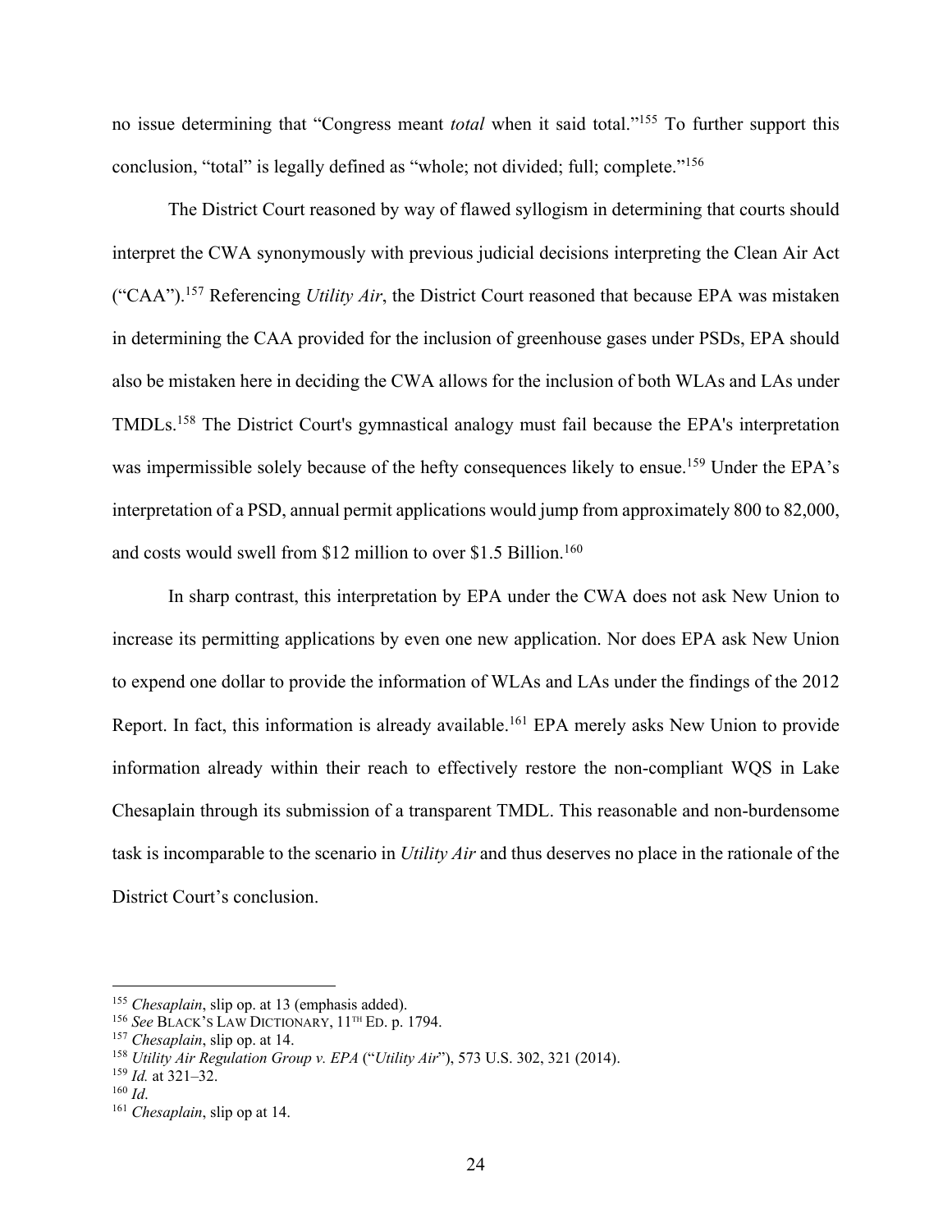no issue determining that "Congress meant *total* when it said total."[155] To further support this conclusion, "total" is legally defined as "whole; not divided; full; complete."[156]

The District Court reasoned by way of flawed syllogism in determining that courts should interpret the CWA synonymously with previous judicial decisions interpreting the Clean Air Act ("CAA").[157] Referencing *Utility Air*, the District Court reasoned that because EPA was mistaken in determining the CAA provided for the inclusion of greenhouse gases under PSDs, EPA should also be mistaken here in deciding the CWA allows for the inclusion of both WLAs and LAs under TMDLs.[158] The District Court's gymnastical analogy must fail because the EPA's interpretation was impermissible solely because of the hefty consequences likely to ensue.[159] Under the EPA's interpretation of a PSD, annual permit applications would jump from approximately 800 to 82,000, and costs would swell from $12 million to over $1.5 Billion.[160]

In sharp contrast, this interpretation by EPA under the CWA does not ask New Union to increase its permitting applications by even one new application. Nor does EPA ask New Union to expend one dollar to provide the information of WLAs and LAs under the findings of the 2012 Report. In fact, this information is already available.[161] EPA merely asks New Union to provide information already within their reach to effectively restore the non-compliant WQS in Lake Chesaplain through its submission of a transparent TMDL. This reasonable and non-burdensome task is incomparable to the scenario in *Utility Air* and thus deserves no place in the rationale of the District Court's conclusion.

---

[155] *Chesaplain*, slip op. at 13 (emphasis added).
[156] *See* BLACK'S LAW DICTIONARY, 11TH ED. p. 1794.
[157] *Chesaplain*, slip op. at 14.
[158] *Utility Air Regulation Group v. EPA* ("*Utility Air*"), 573 U.S. 302, 321 (2014).
[159] *Id.* at 321–32.
[160] *Id*.
[161] *Chesaplain*, slip op at 14.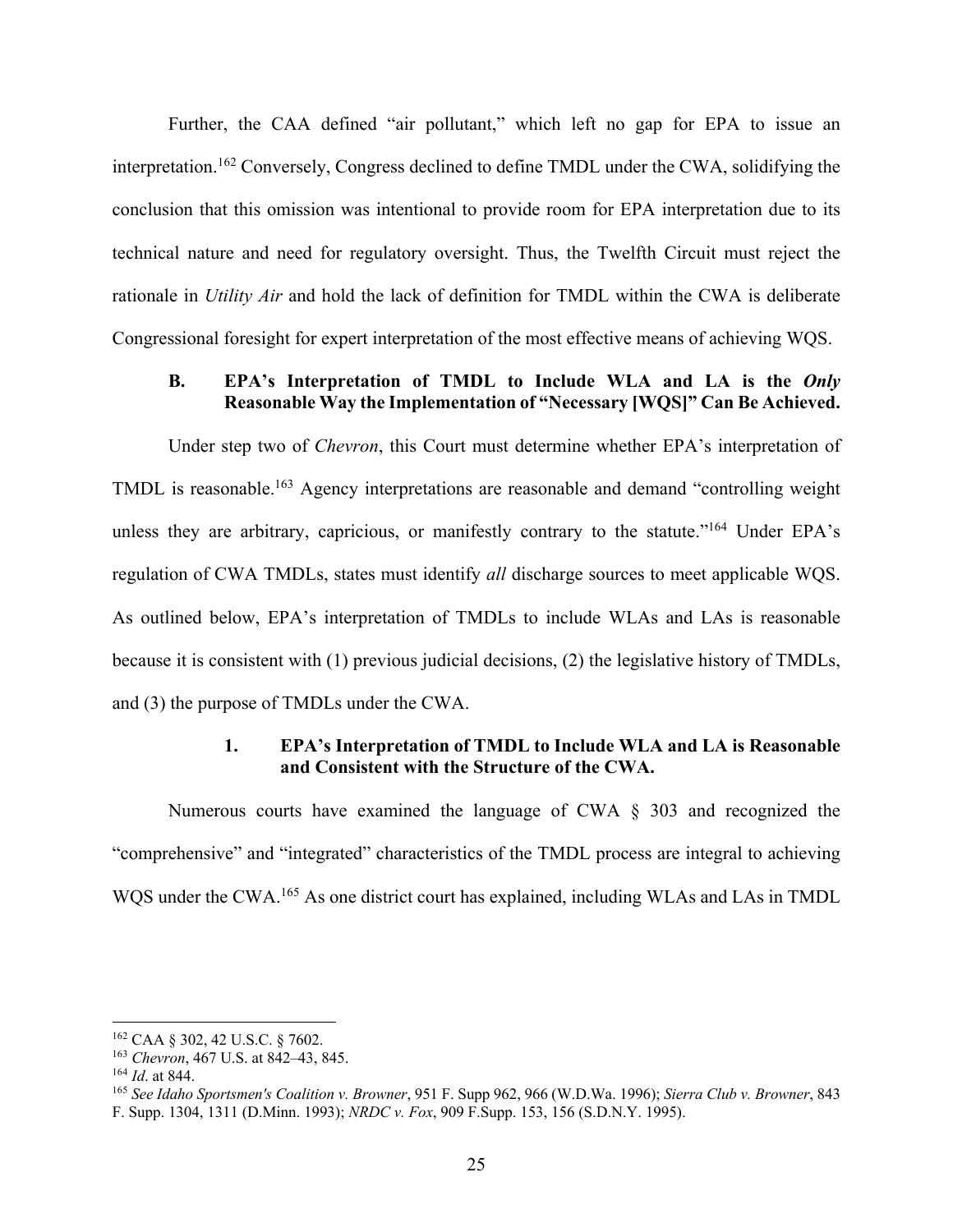Further, the CAA defined "air pollutant," which left no gap for EPA to issue an interpretation.[162] Conversely, Congress declined to define TMDL under the CWA, solidifying the conclusion that this omission was intentional to provide room for EPA interpretation due to its technical nature and need for regulatory oversight. Thus, the Twelfth Circuit must reject the rationale in *Utility Air* and hold the lack of definition for TMDL within the CWA is deliberate Congressional foresight for expert interpretation of the most effective means of achieving WQS.

### B. EPA's Interpretation of TMDL to Include WLA and LA is the *Only* Reasonable Way the Implementation of "Necessary [WQS]" Can Be Achieved.

Under step two of *Chevron*, this Court must determine whether EPA's interpretation of TMDL is reasonable.[163] Agency interpretations are reasonable and demand "controlling weight unless they are arbitrary, capricious, or manifestly contrary to the statute."[164] Under EPA's regulation of CWA TMDLs, states must identify *all* discharge sources to meet applicable WQS. As outlined below, EPA's interpretation of TMDLs to include WLAs and LAs is reasonable because it is consistent with (1) previous judicial decisions, (2) the legislative history of TMDLs, and (3) the purpose of TMDLs under the CWA.

#### 1. EPA's Interpretation of TMDL to Include WLA and LA is Reasonable and Consistent with the Structure of the CWA.

Numerous courts have examined the language of CWA § 303 and recognized the "comprehensive" and "integrated" characteristics of the TMDL process are integral to achieving WQS under the CWA.[165] As one district court has explained, including WLAs and LAs in TMDL

---

[162] CAA § 302, 42 U.S.C. § 7602.

[163] *Chevron*, 467 U.S. at 842–43, 845.

[164] *Id*. at 844.

[165] *See Idaho Sportsmen's Coalition v. Browner*, 951 F. Supp 962, 966 (W.D.Wa. 1996); *Sierra Club v. Browner*, 843 F. Supp. 1304, 1311 (D.Minn. 1993); *NRDC v. Fox*, 909 F.Supp. 153, 156 (S.D.N.Y. 1995).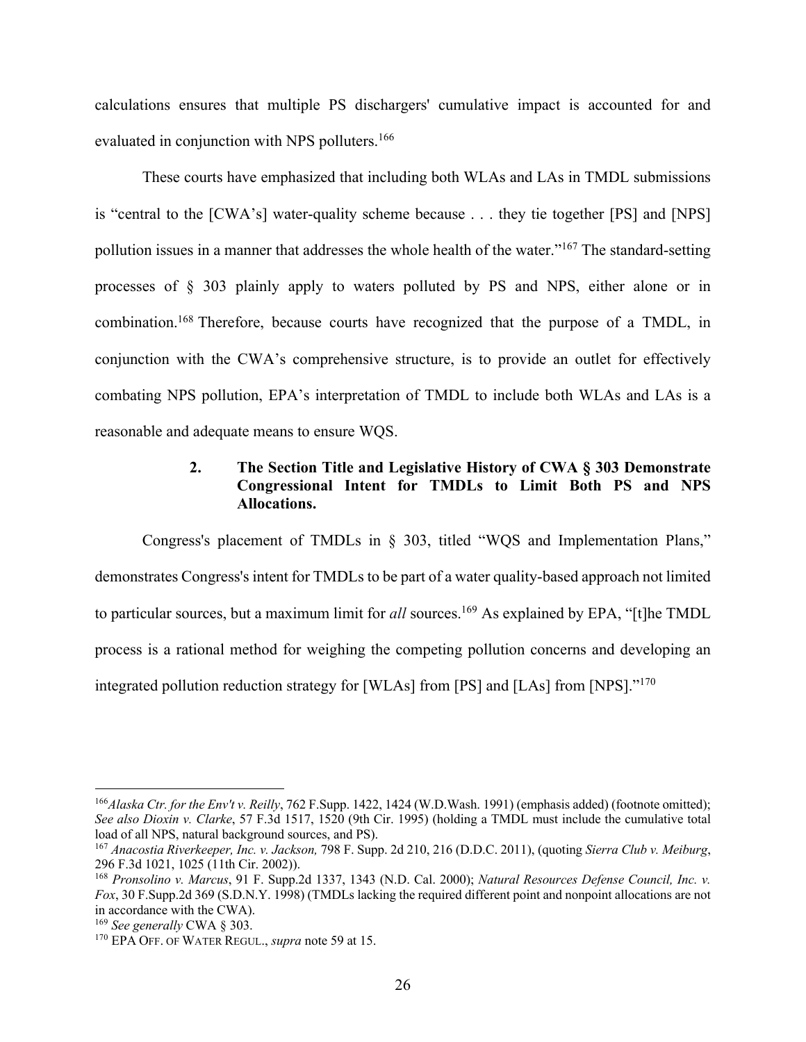calculations ensures that multiple PS dischargers' cumulative impact is accounted for and evaluated in conjunction with NPS polluters.[166]

These courts have emphasized that including both WLAs and LAs in TMDL submissions is "central to the [CWA's] water-quality scheme because . . . they tie together [PS] and [NPS] pollution issues in a manner that addresses the whole health of the water."[167] The standard-setting processes of § 303 plainly apply to waters polluted by PS and NPS, either alone or in combination.[168] Therefore, because courts have recognized that the purpose of a TMDL, in conjunction with the CWA's comprehensive structure, is to provide an outlet for effectively combating NPS pollution, EPA's interpretation of TMDL to include both WLAs and LAs is a reasonable and adequate means to ensure WQS.

#### 2. The Section Title and Legislative History of CWA § 303 Demonstrate Congressional Intent for TMDLs to Limit Both PS and NPS Allocations.

Congress's placement of TMDLs in § 303, titled "WQS and Implementation Plans," demonstrates Congress's intent for TMDLs to be part of a water quality-based approach not limited to particular sources, but a maximum limit for *all* sources.[169] As explained by EPA, "[t]he TMDL process is a rational method for weighing the competing pollution concerns and developing an integrated pollution reduction strategy for [WLAs] from [PS] and [LAs] from [NPS]."[170]

---

[166] *Alaska Ctr. for the Env't v. Reilly*, 762 F.Supp. 1422, 1424 (W.D.Wash. 1991) (emphasis added) (footnote omitted); *See also Dioxin v. Clarke*, 57 F.3d 1517, 1520 (9th Cir. 1995) (holding a TMDL must include the cumulative total load of all NPS, natural background sources, and PS).

[167] *Anacostia Riverkeeper, Inc. v. Jackson,* 798 F. Supp. 2d 210, 216 (D.D.C. 2011), (quoting *Sierra Club v. Meiburg*, 296 F.3d 1021, 1025 (11th Cir. 2002)).

[168] *Pronsolino v. Marcus*, 91 F. Supp.2d 1337, 1343 (N.D. Cal. 2000); *Natural Resources Defense Council, Inc. v. Fox*, 30 F.Supp.2d 369 (S.D.N.Y. 1998) (TMDLs lacking the required different point and nonpoint allocations are not in accordance with the CWA).

[169] *See generally* CWA § 303.

[170] EPA OFF. OF WATER REGUL., *supra* note 59 at 15.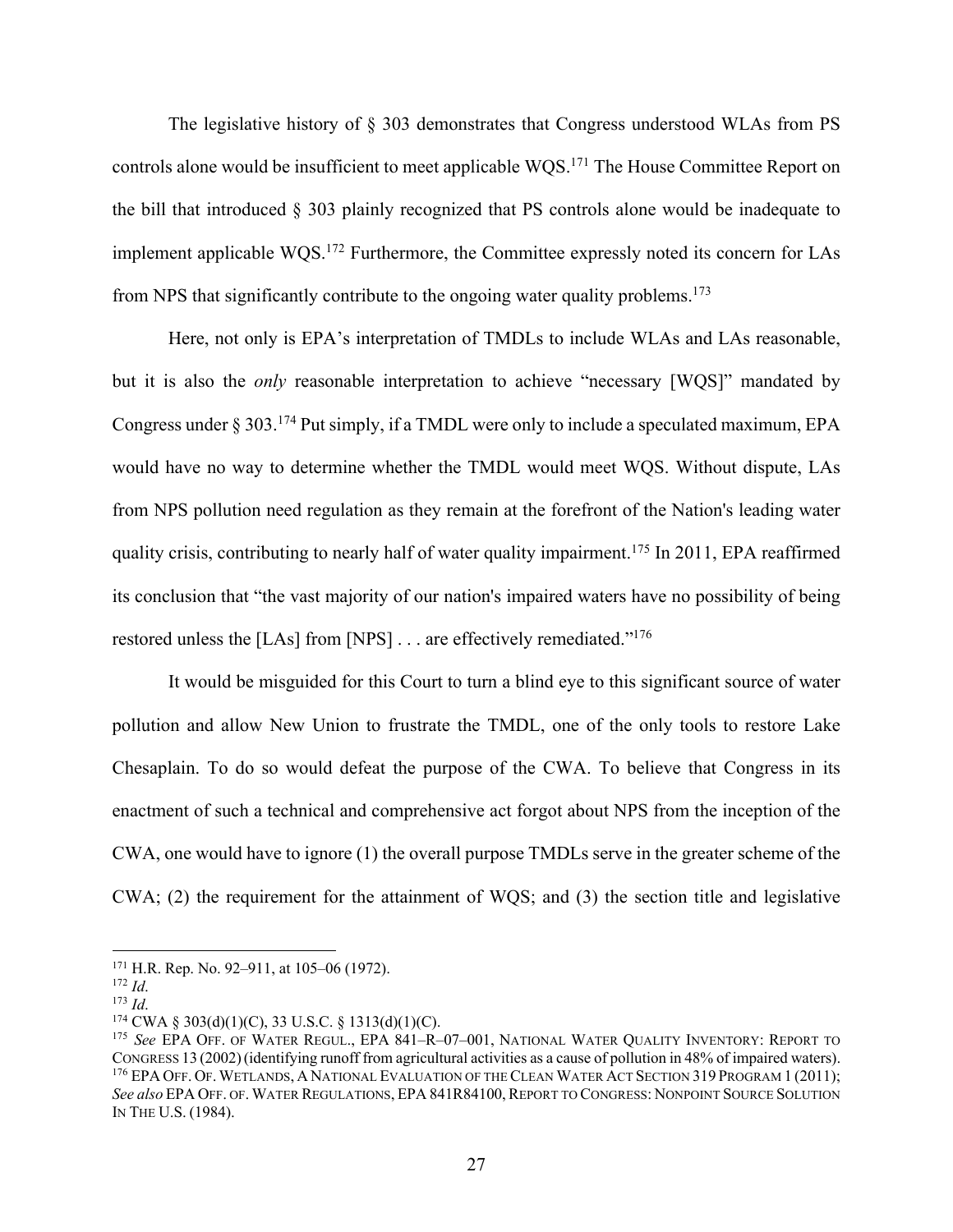The legislative history of § 303 demonstrates that Congress understood WLAs from PS controls alone would be insufficient to meet applicable WQS.[171] The House Committee Report on the bill that introduced § 303 plainly recognized that PS controls alone would be inadequate to implement applicable WQS.[172] Furthermore, the Committee expressly noted its concern for LAs from NPS that significantly contribute to the ongoing water quality problems.[173]

Here, not only is EPA's interpretation of TMDLs to include WLAs and LAs reasonable, but it is also the *only* reasonable interpretation to achieve "necessary [WQS]" mandated by Congress under § 303.[174] Put simply, if a TMDL were only to include a speculated maximum, EPA would have no way to determine whether the TMDL would meet WQS. Without dispute, LAs from NPS pollution need regulation as they remain at the forefront of the Nation's leading water quality crisis, contributing to nearly half of water quality impairment.[175] In 2011, EPA reaffirmed its conclusion that "the vast majority of our nation's impaired waters have no possibility of being restored unless the [LAs] from [NPS] . . . are effectively remediated."[176]

It would be misguided for this Court to turn a blind eye to this significant source of water pollution and allow New Union to frustrate the TMDL, one of the only tools to restore Lake Chesaplain. To do so would defeat the purpose of the CWA. To believe that Congress in its enactment of such a technical and comprehensive act forgot about NPS from the inception of the CWA, one would have to ignore (1) the overall purpose TMDLs serve in the greater scheme of the CWA; (2) the requirement for the attainment of WQS; and (3) the section title and legislative

---

[171] H.R. Rep. No. 92–911, at 105–06 (1972).
[172] *Id.*
[173] *Id.*
[174] CWA § 303(d)(1)(C), 33 U.S.C. § 1313(d)(1)(C).
[175] *See* EPA Off. of Water Regul., EPA 841–R–07–001, National Water Quality Inventory: Report to Congress 13 (2002) (identifying runoff from agricultural activities as a cause of pollution in 48% of impaired waters).
[176] EPA Off. of Wetlands, A National Evaluation of the Clean Water Act Section 319 Program 1 (2011); *See also* EPA Off. of Water Regulations, EPA 841R84100, Report to Congress: Nonpoint Source Solution In The U.S. (1984).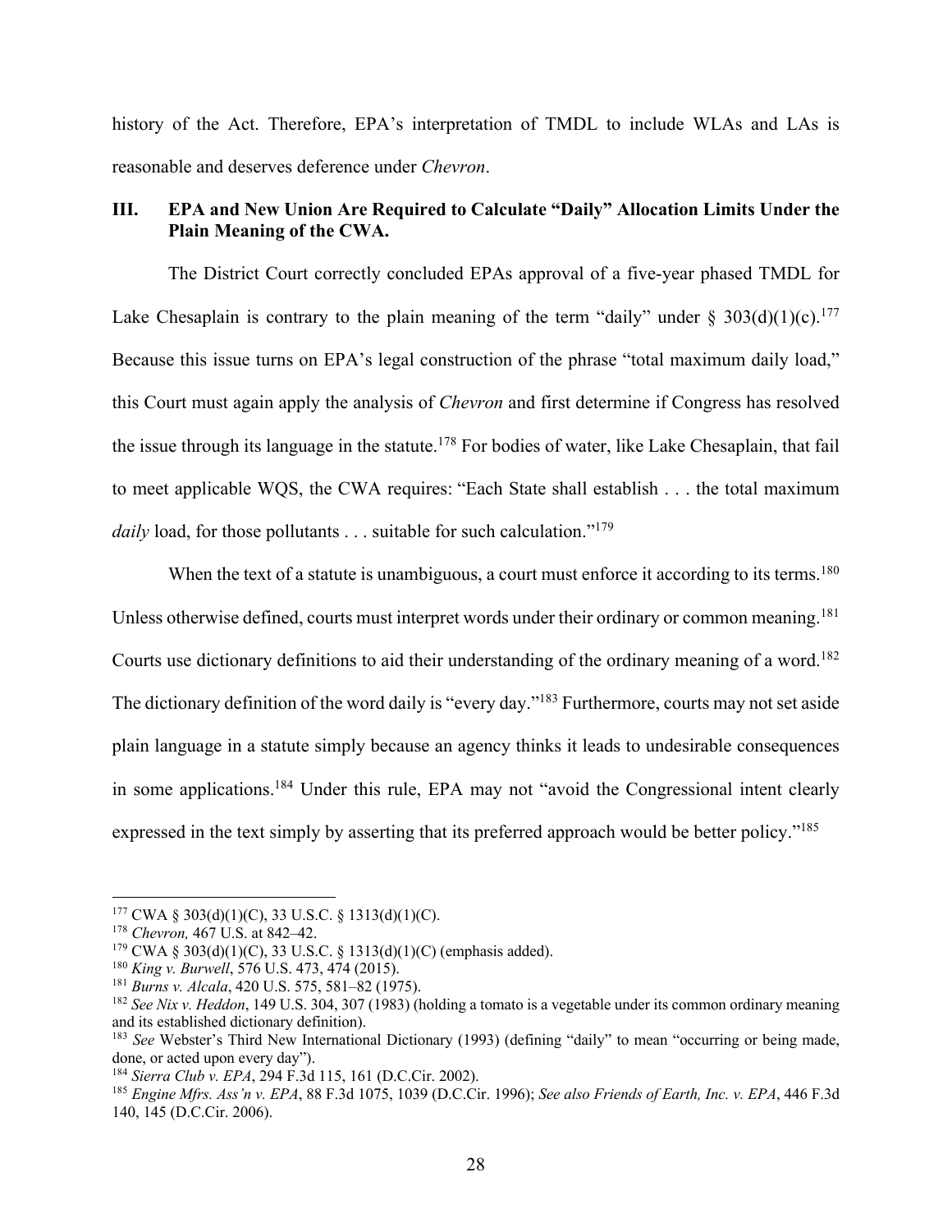history of the Act. Therefore, EPA's interpretation of TMDL to include WLAs and LAs is reasonable and deserves deference under *Chevron*.

## III. EPA and New Union Are Required to Calculate "Daily" Allocation Limits Under the Plain Meaning of the CWA.

The District Court correctly concluded EPAs approval of a five-year phased TMDL for Lake Chesaplain is contrary to the plain meaning of the term "daily" under § 303(d)(1)(c).[177] Because this issue turns on EPA's legal construction of the phrase "total maximum daily load," this Court must again apply the analysis of *Chevron* and first determine if Congress has resolved the issue through its language in the statute.[178] For bodies of water, like Lake Chesaplain, that fail to meet applicable WQS, the CWA requires: "Each State shall establish . . . the total maximum *daily* load, for those pollutants . . . suitable for such calculation."[179]

When the text of a statute is unambiguous, a court must enforce it according to its terms.[180] Unless otherwise defined, courts must interpret words under their ordinary or common meaning.[181] Courts use dictionary definitions to aid their understanding of the ordinary meaning of a word.[182] The dictionary definition of the word daily is "every day."[183] Furthermore, courts may not set aside plain language in a statute simply because an agency thinks it leads to undesirable consequences in some applications.[184] Under this rule, EPA may not "avoid the Congressional intent clearly expressed in the text simply by asserting that its preferred approach would be better policy."[185]

---

[177] CWA § 303(d)(1)(C), 33 U.S.C. § 1313(d)(1)(C).

[178] *Chevron,* 467 U.S. at 842–42.

[179] CWA § 303(d)(1)(C), 33 U.S.C. § 1313(d)(1)(C) (emphasis added).

[180] *King v. Burwell*, 576 U.S. 473, 474 (2015).

[181] *Burns v. Alcala*, 420 U.S. 575, 581–82 (1975).

[182] *See Nix v. Heddon*, 149 U.S. 304, 307 (1983) (holding a tomato is a vegetable under its common ordinary meaning and its established dictionary definition).

[183] *See* Webster's Third New International Dictionary (1993) (defining "daily" to mean "occurring or being made, done, or acted upon every day").

[184] *Sierra Club v. EPA*, 294 F.3d 115, 161 (D.C.Cir. 2002).

[185] *Engine Mfrs. Ass'n v. EPA*, 88 F.3d 1075, 1039 (D.C.Cir. 1996); *See also Friends of Earth, Inc. v. EPA*, 446 F.3d 140, 145 (D.C.Cir. 2006).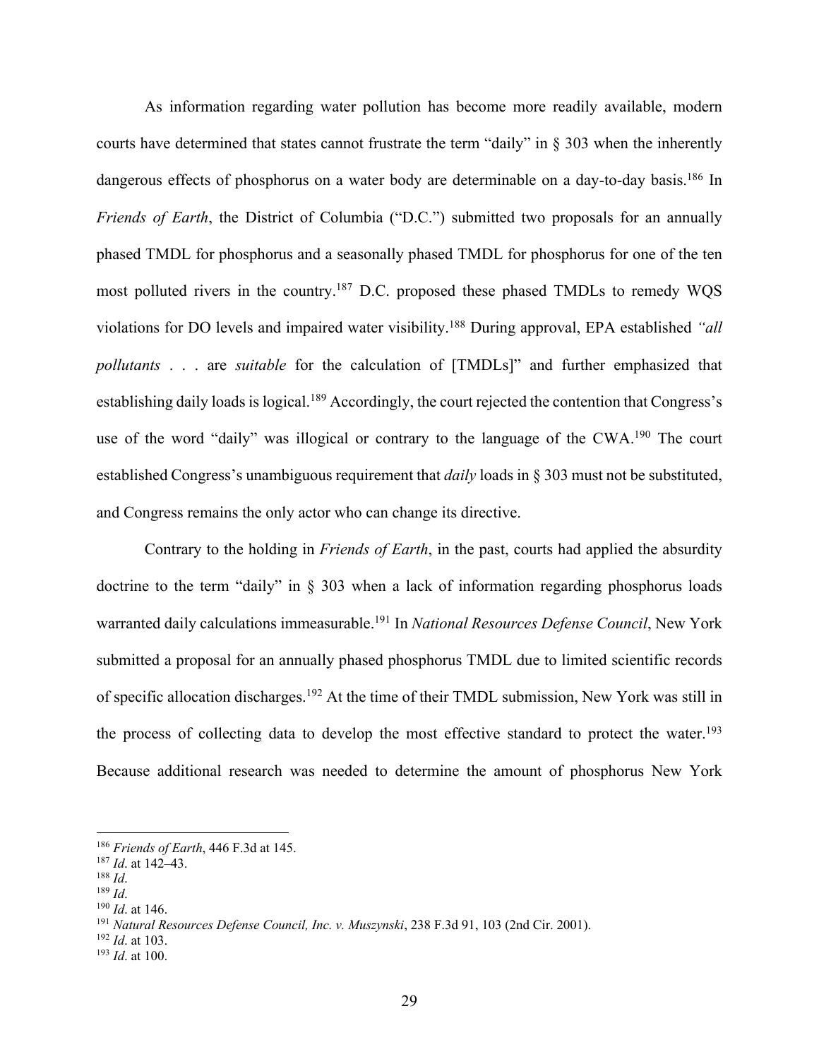As information regarding water pollution has become more readily available, modern courts have determined that states cannot frustrate the term "daily" in § 303 when the inherently dangerous effects of phosphorus on a water body are determinable on a day-to-day basis.[186] In *Friends of Earth*, the District of Columbia ("D.C.") submitted two proposals for an annually phased TMDL for phosphorus and a seasonally phased TMDL for phosphorus for one of the ten most polluted rivers in the country.[187] D.C. proposed these phased TMDLs to remedy WQS violations for DO levels and impaired water visibility.[188] During approval, EPA established *"all pollutants* . . . are *suitable* for the calculation of [TMDLs]" and further emphasized that establishing daily loads is logical.[189] Accordingly, the court rejected the contention that Congress's use of the word "daily" was illogical or contrary to the language of the CWA.[190] The court established Congress's unambiguous requirement that *daily* loads in § 303 must not be substituted, and Congress remains the only actor who can change its directive.

Contrary to the holding in *Friends of Earth*, in the past, courts had applied the absurdity doctrine to the term "daily" in § 303 when a lack of information regarding phosphorus loads warranted daily calculations immeasurable.[191] In *National Resources Defense Council*, New York submitted a proposal for an annually phased phosphorus TMDL due to limited scientific records of specific allocation discharges.[192] At the time of their TMDL submission, New York was still in the process of collecting data to develop the most effective standard to protect the water.[193] Because additional research was needed to determine the amount of phosphorus New York

---

[186] *Friends of Earth*, 446 F.3d at 145.
[187] *Id*. at 142–43.
[188] *Id*.
[189] *Id*.
[190] *Id*. at 146.
[191] *Natural Resources Defense Council, Inc. v. Muszynski*, 238 F.3d 91, 103 (2nd Cir. 2001).
[192] *Id*. at 103.
[193] *Id*. at 100.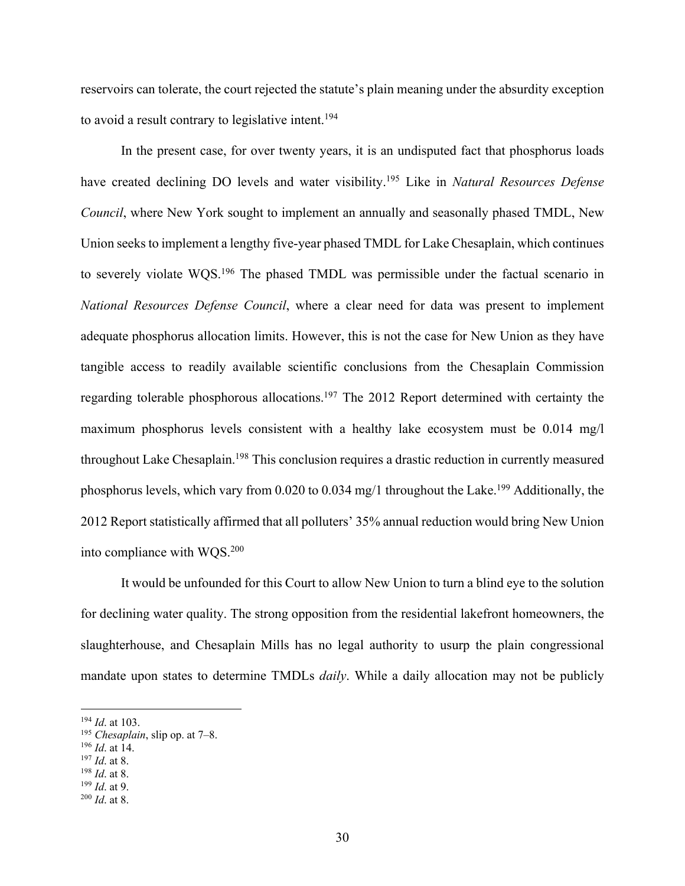reservoirs can tolerate, the court rejected the statute's plain meaning under the absurdity exception to avoid a result contrary to legislative intent.[194]

In the present case, for over twenty years, it is an undisputed fact that phosphorus loads have created declining DO levels and water visibility.[195] Like in *Natural Resources Defense Council*, where New York sought to implement an annually and seasonally phased TMDL, New Union seeks to implement a lengthy five-year phased TMDL for Lake Chesaplain, which continues to severely violate WQS.[196] The phased TMDL was permissible under the factual scenario in *National Resources Defense Council*, where a clear need for data was present to implement adequate phosphorus allocation limits. However, this is not the case for New Union as they have tangible access to readily available scientific conclusions from the Chesaplain Commission regarding tolerable phosphorous allocations.[197] The 2012 Report determined with certainty the maximum phosphorus levels consistent with a healthy lake ecosystem must be 0.014 mg/l throughout Lake Chesaplain.[198] This conclusion requires a drastic reduction in currently measured phosphorus levels, which vary from 0.020 to 0.034 mg/1 throughout the Lake.[199] Additionally, the 2012 Report statistically affirmed that all polluters' 35% annual reduction would bring New Union into compliance with WQS.[200]

It would be unfounded for this Court to allow New Union to turn a blind eye to the solution for declining water quality. The strong opposition from the residential lakefront homeowners, the slaughterhouse, and Chesaplain Mills has no legal authority to usurp the plain congressional mandate upon states to determine TMDLs *daily*. While a daily allocation may not be publicly

---

[194] *Id*. at 103.
[195] *Chesaplain*, slip op. at 7–8.
[196] *Id*. at 14.
[197] *Id*. at 8.
[198] *Id*. at 8.
[199] *Id*. at 9.
[200] *Id*. at 8.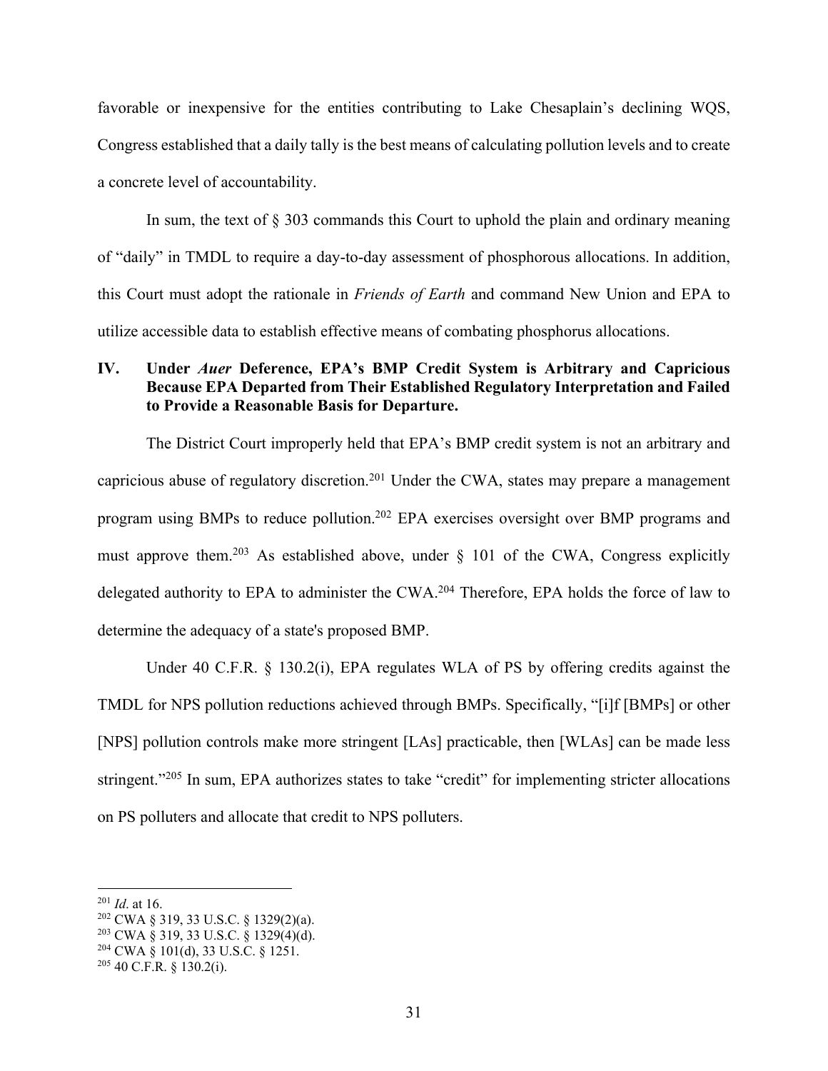favorable or inexpensive for the entities contributing to Lake Chesaplain's declining WQS, Congress established that a daily tally is the best means of calculating pollution levels and to create a concrete level of accountability.

In sum, the text of § 303 commands this Court to uphold the plain and ordinary meaning of "daily" in TMDL to require a day-to-day assessment of phosphorous allocations. In addition, this Court must adopt the rationale in *Friends of Earth* and command New Union and EPA to utilize accessible data to establish effective means of combating phosphorus allocations.

## IV. Under *Auer* Deference, EPA's BMP Credit System is Arbitrary and Capricious Because EPA Departed from Their Established Regulatory Interpretation and Failed to Provide a Reasonable Basis for Departure.

The District Court improperly held that EPA's BMP credit system is not an arbitrary and capricious abuse of regulatory discretion.[201] Under the CWA, states may prepare a management program using BMPs to reduce pollution.[202] EPA exercises oversight over BMP programs and must approve them.[203] As established above, under § 101 of the CWA, Congress explicitly delegated authority to EPA to administer the CWA.[204] Therefore, EPA holds the force of law to determine the adequacy of a state's proposed BMP.

Under 40 C.F.R. § 130.2(i), EPA regulates WLA of PS by offering credits against the TMDL for NPS pollution reductions achieved through BMPs. Specifically, "[i]f [BMPs] or other [NPS] pollution controls make more stringent [LAs] practicable, then [WLAs] can be made less stringent."[205] In sum, EPA authorizes states to take "credit" for implementing stricter allocations on PS polluters and allocate that credit to NPS polluters.

---

[201] *Id*. at 16.
[202] CWA § 319, 33 U.S.C. § 1329(2)(a).
[203] CWA § 319, 33 U.S.C. § 1329(4)(d).
[204] CWA § 101(d), 33 U.S.C. § 1251.
[205] 40 C.F.R. § 130.2(i).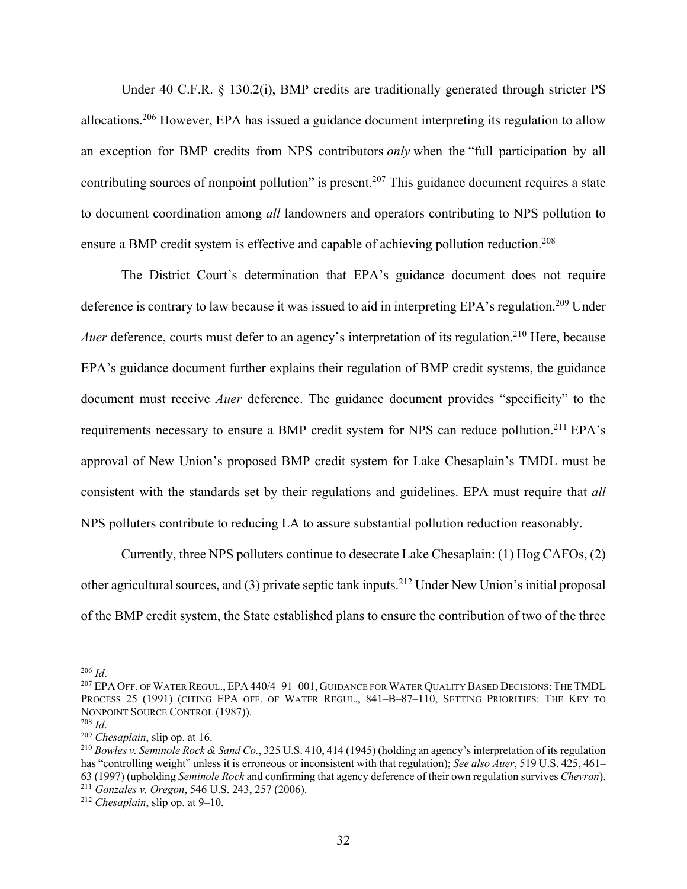Under 40 C.F.R. § 130.2(i), BMP credits are traditionally generated through stricter PS allocations.[206] However, EPA has issued a guidance document interpreting its regulation to allow an exception for BMP credits from NPS contributors *only* when the "full participation by all contributing sources of nonpoint pollution" is present.[207] This guidance document requires a state to document coordination among *all* landowners and operators contributing to NPS pollution to ensure a BMP credit system is effective and capable of achieving pollution reduction.[208]

The District Court's determination that EPA's guidance document does not require deference is contrary to law because it was issued to aid in interpreting EPA's regulation.[209] Under *Auer* deference, courts must defer to an agency's interpretation of its regulation.[210] Here, because EPA's guidance document further explains their regulation of BMP credit systems, the guidance document must receive *Auer* deference. The guidance document provides "specificity" to the requirements necessary to ensure a BMP credit system for NPS can reduce pollution.[211] EPA's approval of New Union's proposed BMP credit system for Lake Chesaplain's TMDL must be consistent with the standards set by their regulations and guidelines. EPA must require that *all* NPS polluters contribute to reducing LA to assure substantial pollution reduction reasonably.

Currently, three NPS polluters continue to desecrate Lake Chesaplain: (1) Hog CAFOs, (2) other agricultural sources, and (3) private septic tank inputs.[212] Under New Union's initial proposal of the BMP credit system, the State established plans to ensure the contribution of two of the three

---

[206] *Id*.

[207] EPA OFF. OF WATER REGUL., EPA 440/4–91–001, GUIDANCE FOR WATER QUALITY BASED DECISIONS: THE TMDL PROCESS 25 (1991) (CITING EPA OFF. OF WATER REGUL., 841–B–87–110, SETTING PRIORITIES: THE KEY TO NONPOINT SOURCE CONTROL (1987)).

[208] *Id*.

[209] *Chesaplain*, slip op. at 16.

[210] *Bowles v. Seminole Rock & Sand Co.*, 325 U.S. 410, 414 (1945) (holding an agency's interpretation of its regulation has "controlling weight" unless it is erroneous or inconsistent with that regulation); *See also Auer*, 519 U.S. 425, 461–63 (1997) (upholding *Seminole Rock* and confirming that agency deference of their own regulation survives *Chevron*).

[211] *Gonzales v. Oregon*, 546 U.S. 243, 257 (2006).

[212] *Chesaplain*, slip op. at 9–10.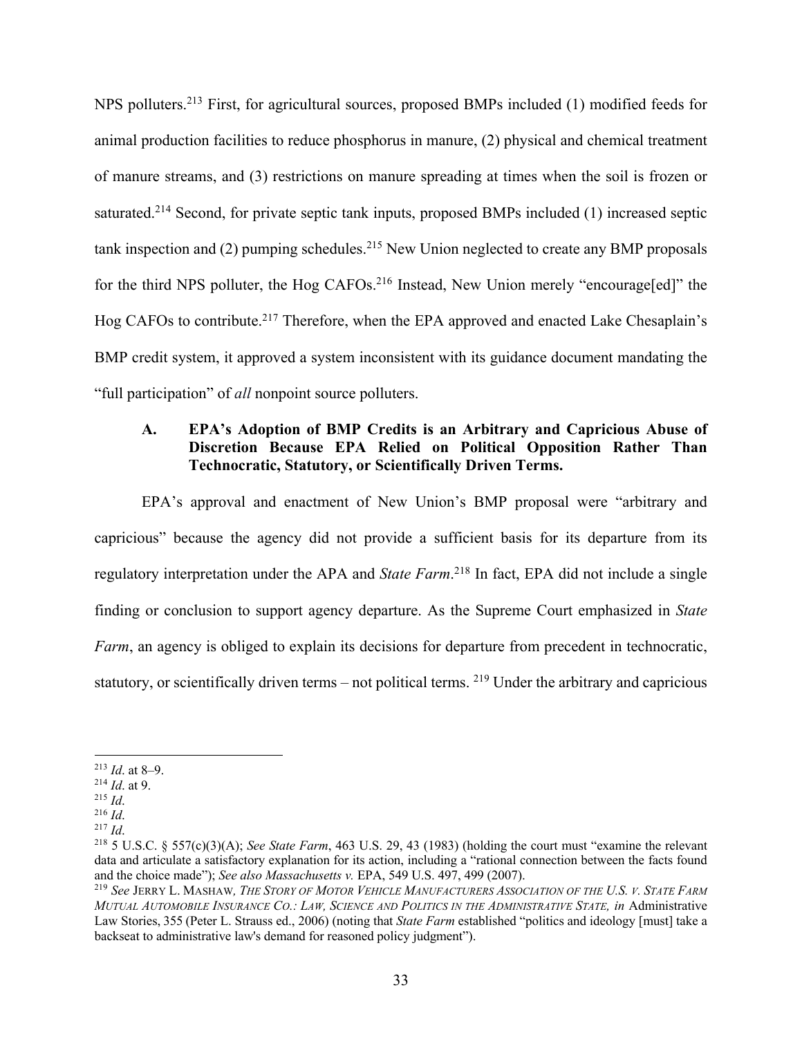NPS polluters.[213] First, for agricultural sources, proposed BMPs included (1) modified feeds for animal production facilities to reduce phosphorus in manure, (2) physical and chemical treatment of manure streams, and (3) restrictions on manure spreading at times when the soil is frozen or saturated.[214] Second, for private septic tank inputs, proposed BMPs included (1) increased septic tank inspection and (2) pumping schedules.[215] New Union neglected to create any BMP proposals for the third NPS polluter, the Hog CAFOs.[216] Instead, New Union merely "encourage[ed]" the Hog CAFOs to contribute.[217] Therefore, when the EPA approved and enacted Lake Chesaplain's BMP credit system, it approved a system inconsistent with its guidance document mandating the "full participation" of *all* nonpoint source polluters.

### A. EPA's Adoption of BMP Credits is an Arbitrary and Capricious Abuse of Discretion Because EPA Relied on Political Opposition Rather Than Technocratic, Statutory, or Scientifically Driven Terms.

EPA's approval and enactment of New Union's BMP proposal were "arbitrary and capricious" because the agency did not provide a sufficient basis for its departure from its regulatory interpretation under the APA and *State Farm*.[218] In fact, EPA did not include a single finding or conclusion to support agency departure. As the Supreme Court emphasized in *State Farm*, an agency is obliged to explain its decisions for departure from precedent in technocratic, statutory, or scientifically driven terms – not political terms.[219] Under the arbitrary and capricious

---

[213] *Id*. at 8–9.

[214] *Id*. at 9.

[215] *Id*.

[216] *Id*.

[217] *Id*.

[218] 5 U.S.C. § 557(c)(3)(A); *See State Farm*, 463 U.S. 29, 43 (1983) (holding the court must "examine the relevant data and articulate a satisfactory explanation for its action, including a "rational connection between the facts found and the choice made"); *See also Massachusetts v.* EPA, 549 U.S. 497, 499 (2007).

[219] *See* JERRY L. MASHAW, *THE STORY OF MOTOR VEHICLE MANUFACTURERS ASSOCIATION OF THE U.S. V. STATE FARM MUTUAL AUTOMOBILE INSURANCE CO.: LAW, SCIENCE AND POLITICS IN THE ADMINISTRATIVE STATE, in* Administrative Law Stories, 355 (Peter L. Strauss ed., 2006) (noting that *State Farm* established "politics and ideology [must] take a backseat to administrative law's demand for reasoned policy judgment").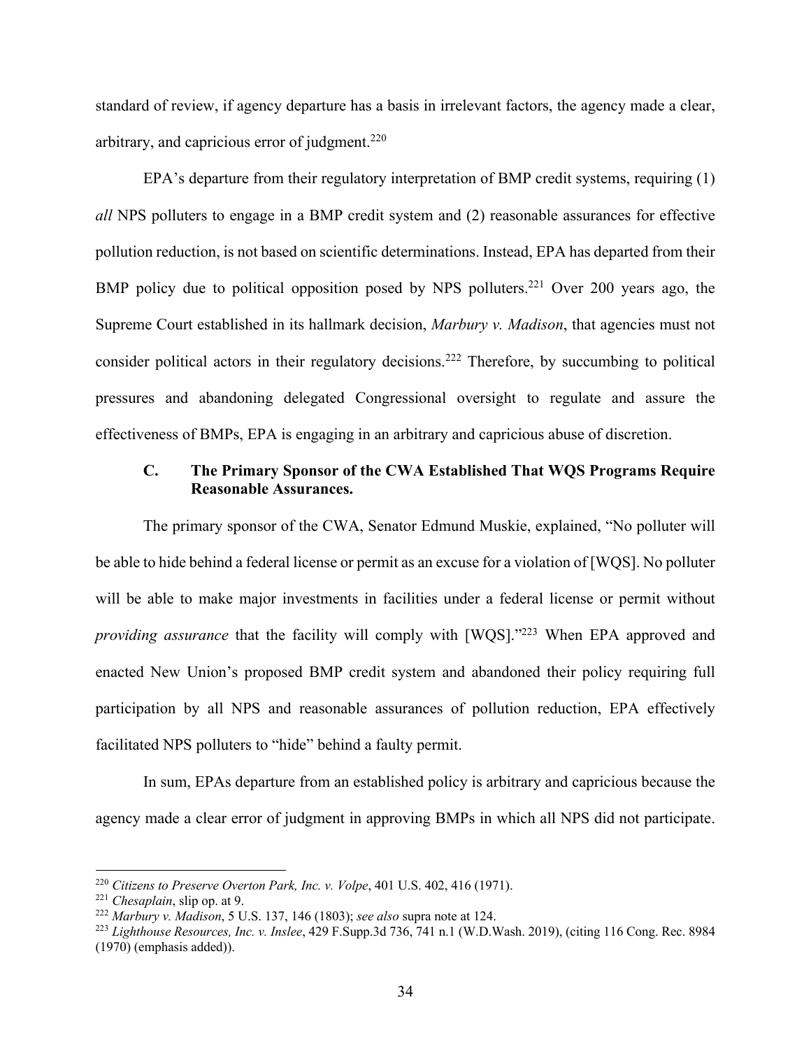standard of review, if agency departure has a basis in irrelevant factors, the agency made a clear, arbitrary, and capricious error of judgment.[220]

EPA's departure from their regulatory interpretation of BMP credit systems, requiring (1) *all* NPS polluters to engage in a BMP credit system and (2) reasonable assurances for effective pollution reduction, is not based on scientific determinations. Instead, EPA has departed from their BMP policy due to political opposition posed by NPS polluters.[221] Over 200 years ago, the Supreme Court established in its hallmark decision, *Marbury v. Madison*, that agencies must not consider political actors in their regulatory decisions.[222] Therefore, by succumbing to political pressures and abandoning delegated Congressional oversight to regulate and assure the effectiveness of BMPs, EPA is engaging in an arbitrary and capricious abuse of discretion.

### C. The Primary Sponsor of the CWA Established That WQS Programs Require Reasonable Assurances.

The primary sponsor of the CWA, Senator Edmund Muskie, explained, "No polluter will be able to hide behind a federal license or permit as an excuse for a violation of [WQS]. No polluter will be able to make major investments in facilities under a federal license or permit without *providing assurance* that the facility will comply with [WQS]."[223] When EPA approved and enacted New Union's proposed BMP credit system and abandoned their policy requiring full participation by all NPS and reasonable assurances of pollution reduction, EPA effectively facilitated NPS polluters to "hide" behind a faulty permit.

In sum, EPAs departure from an established policy is arbitrary and capricious because the agency made a clear error of judgment in approving BMPs in which all NPS did not participate.

---

[220] *Citizens to Preserve Overton Park, Inc. v. Volpe*, 401 U.S. 402, 416 (1971).

[221] *Chesaplain*, slip op. at 9.

[222] *Marbury v. Madison*, 5 U.S. 137, 146 (1803); *see also* supra note at 124.

[223] *Lighthouse Resources, Inc. v. Inslee*, 429 F.Supp.3d 736, 741 n.1 (W.D.Wash. 2019), (citing 116 Cong. Rec. 8984 (1970) (emphasis added)).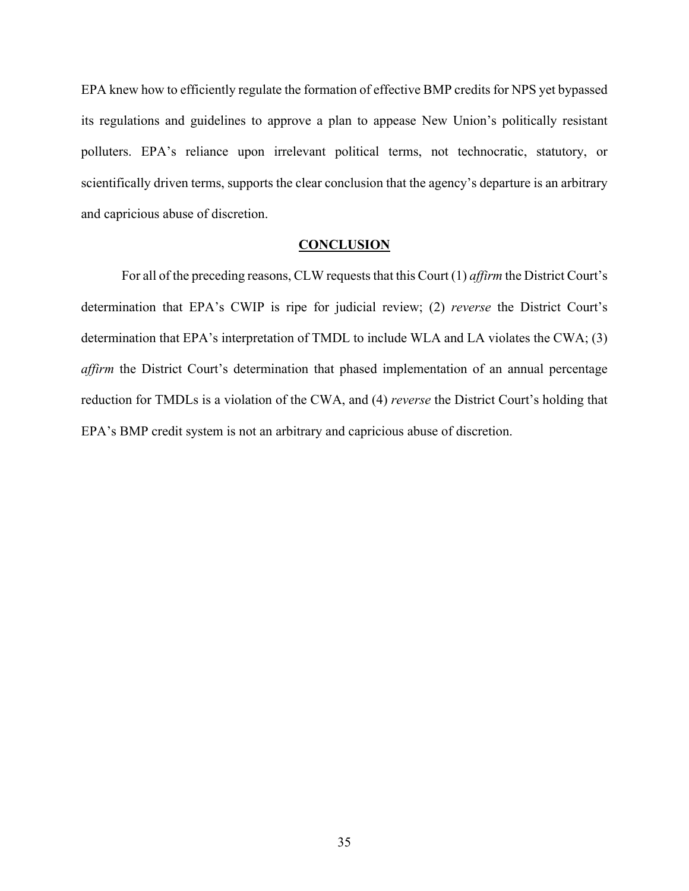EPA knew how to efficiently regulate the formation of effective BMP credits for NPS yet bypassed its regulations and guidelines to approve a plan to appease New Union's politically resistant polluters. EPA's reliance upon irrelevant political terms, not technocratic, statutory, or scientifically driven terms, supports the clear conclusion that the agency's departure is an arbitrary and capricious abuse of discretion.

## CONCLUSION

For all of the preceding reasons, CLW requests that this Court (1) *affirm* the District Court's determination that EPA's CWIP is ripe for judicial review; (2) *reverse* the District Court's determination that EPA's interpretation of TMDL to include WLA and LA violates the CWA; (3) *affirm* the District Court's determination that phased implementation of an annual percentage reduction for TMDLs is a violation of the CWA, and (4) *reverse* the District Court's holding that EPA's BMP credit system is not an arbitrary and capricious abuse of discretion.